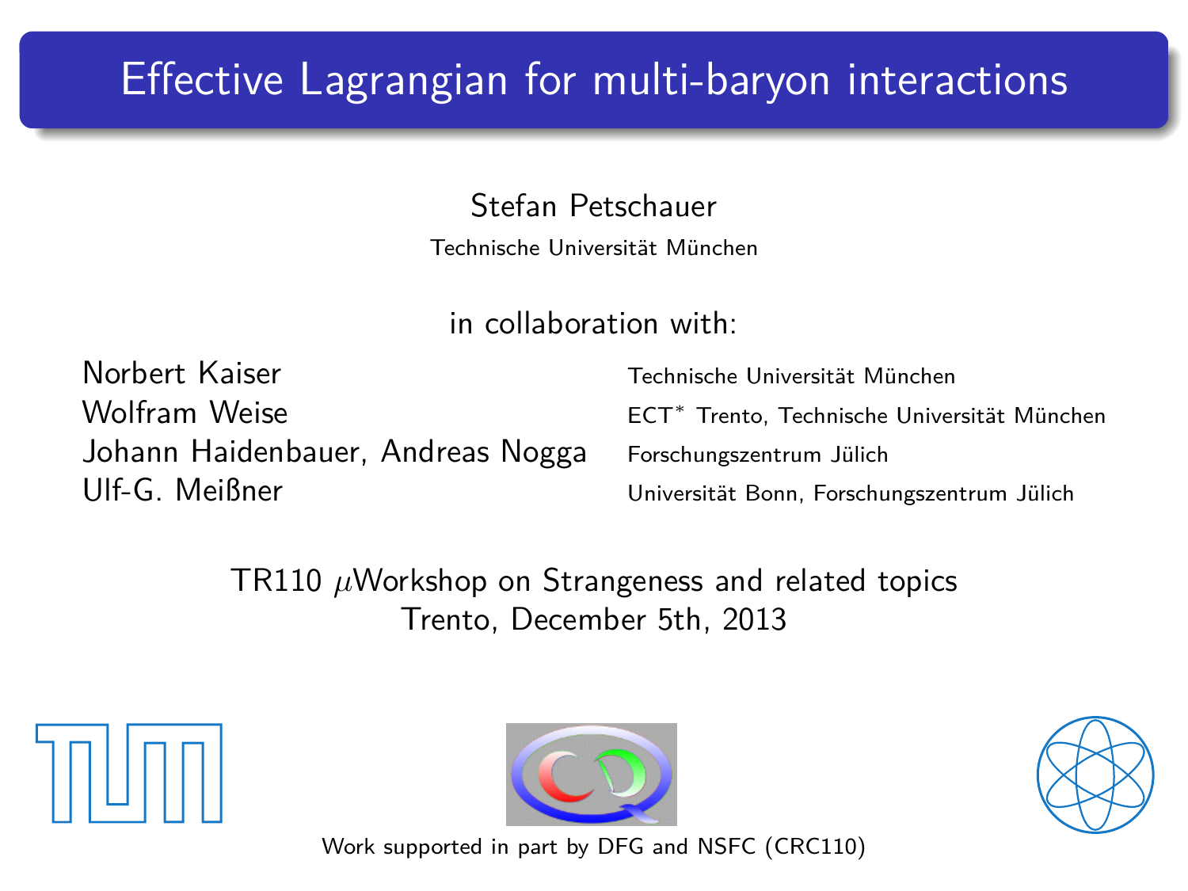# Effective Lagrangian for multi-baryon interactions

Stefan Petschauer

Technische Universität München

in collaboration with:

| | |
|---|---|
| Norbert Kaiser | Technische Universität München |
| Wolfram Weise | ECT$^*$ Trento, Technische Universität München |
| Johann Haidenbauer, Andreas Nogga | Forschungszentrum Jülich |
| Ulf-G. Meißner | Universität Bonn, Forschungszentrum Jülich |

TR110 $\mu$Workshop on Strangeness and related topics
Trento, December 5th, 2013

Work supported in part by DFG and NSFC (CRC110)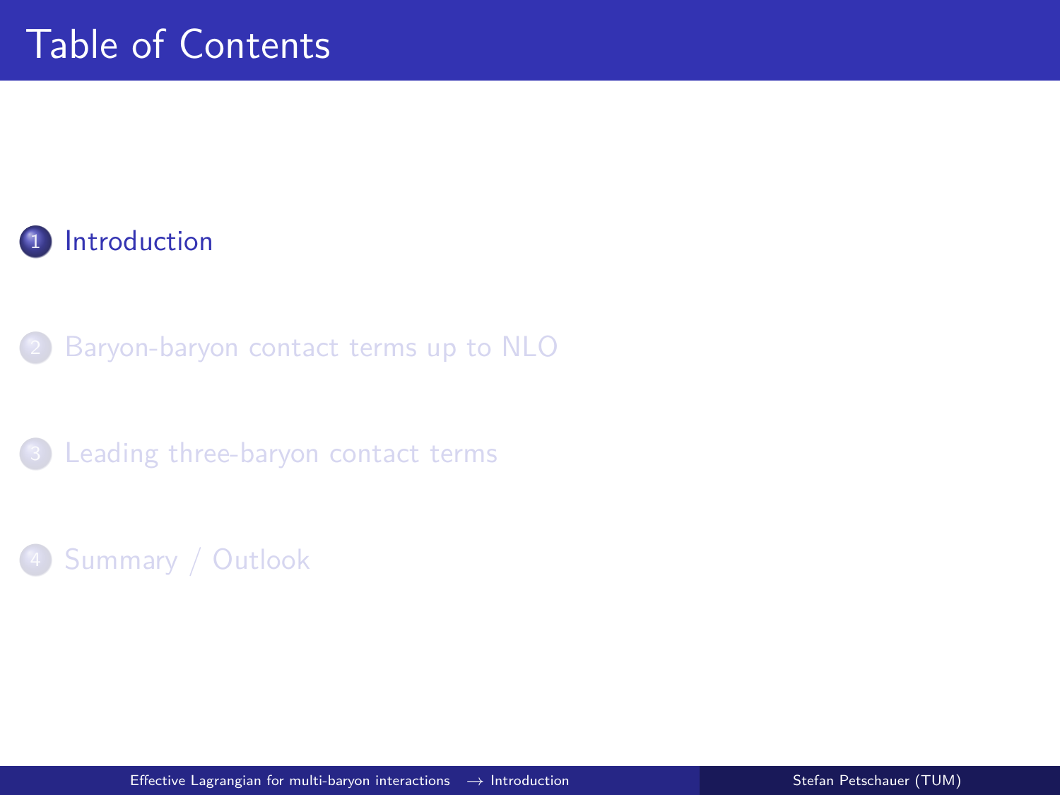# Table of Contents

1. Introduction
2. Baryon-baryon contact terms up to NLO
3. Leading three-baryon contact terms
4. Summary / Outlook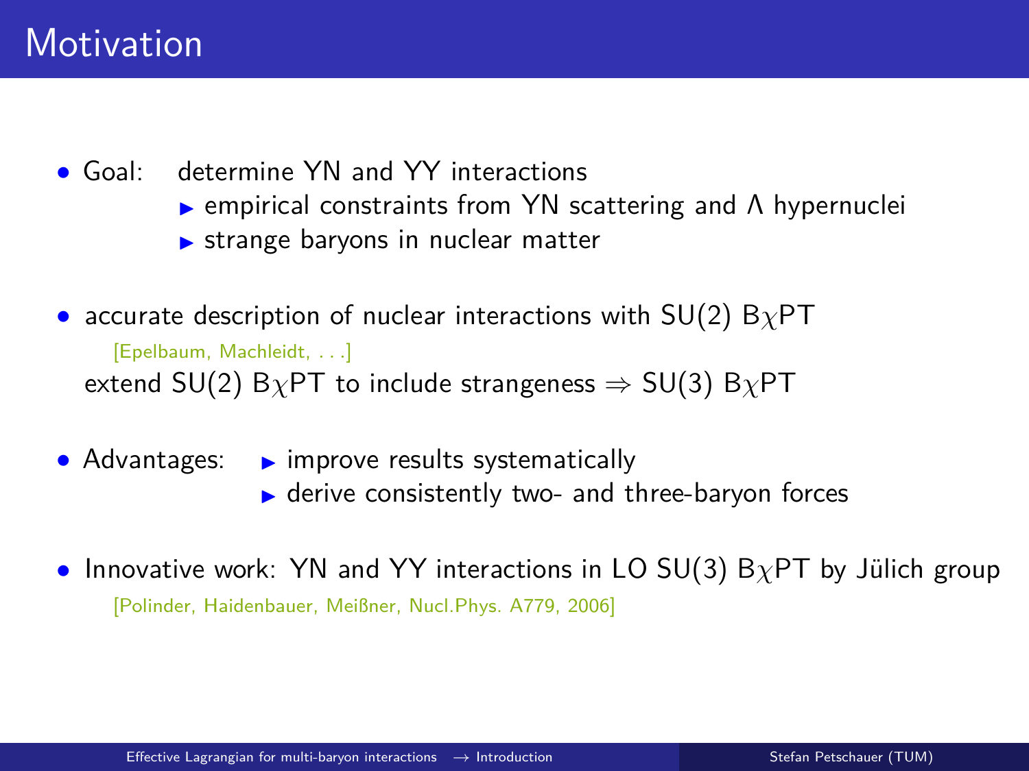# Motivation

- Goal: determine YN and YY interactions
  - empirical constraints from YN scattering and $\Lambda$ hypernuclei
  - strange baryons in nuclear matter

- accurate description of nuclear interactions with SU(2) B$\chi$PT
  [Epelbaum, Machleidt, . . .]
  extend SU(2) B$\chi$PT to include strangeness $\Rightarrow$ SU(3) B$\chi$PT

- Advantages:
  - improve results systematically
  - derive consistently two- and three-baryon forces

- Innovative work: YN and YY interactions in LO SU(3) B$\chi$PT by Jülich group
  [Polinder, Haidenbauer, Meißner, Nucl.Phys. A779, 2006]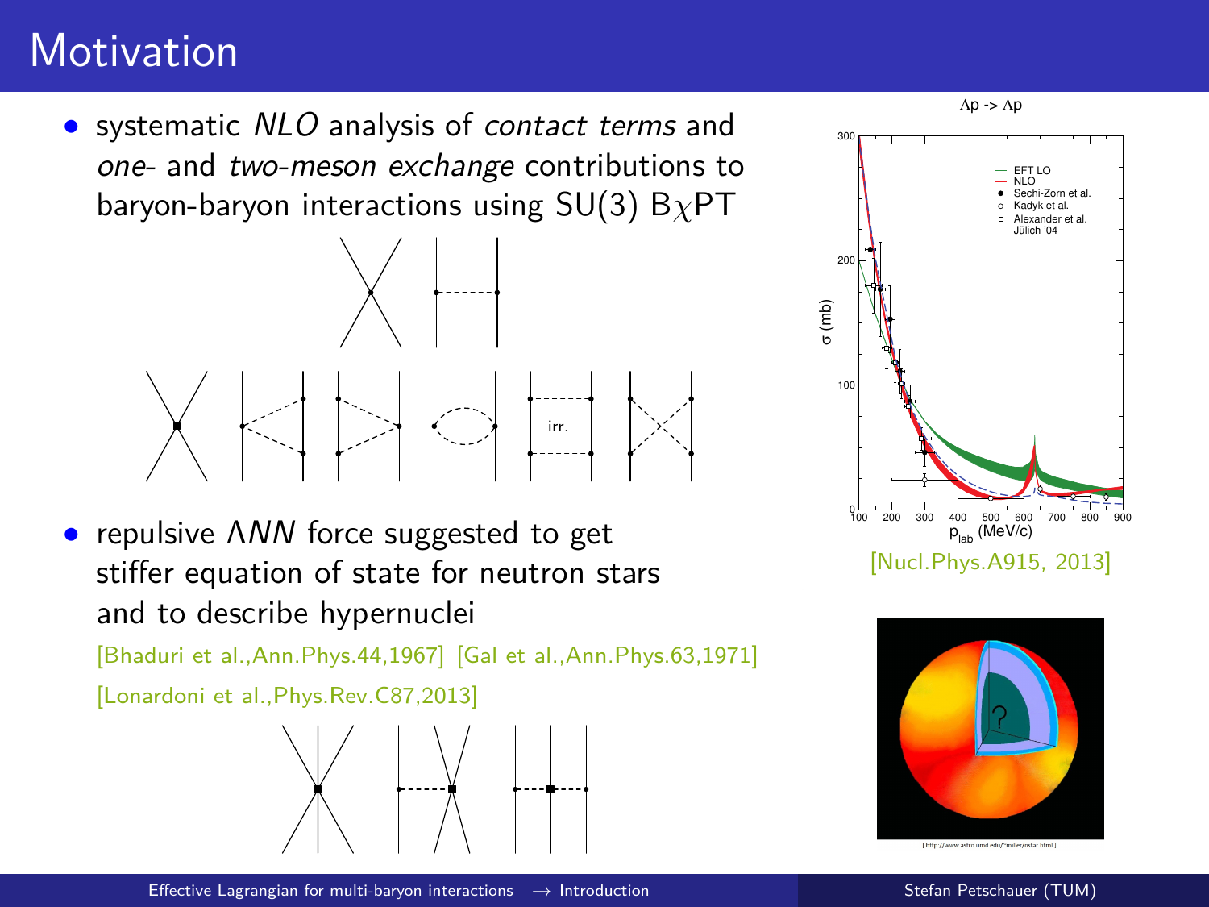# Motivation

- systematic *NLO* analysis of *contact terms* and *one*- and *two-meson exchange* contributions to baryon-baryon interactions using SU(3) B$\chi$PT

- repulsive $\Lambda NN$ force suggested to get stiffer equation of state for neutron stars and to describe hypernuclei

  [Bhaduri et al.,Ann.Phys.44,1967] [Gal et al.,Ann.Phys.63,1971]

  [Lonardoni et al.,Phys.Rev.C87,2013]

[Nucl.Phys.A915, 2013]

[ http://www.astro.umd.edu/~miller/nstar.html ]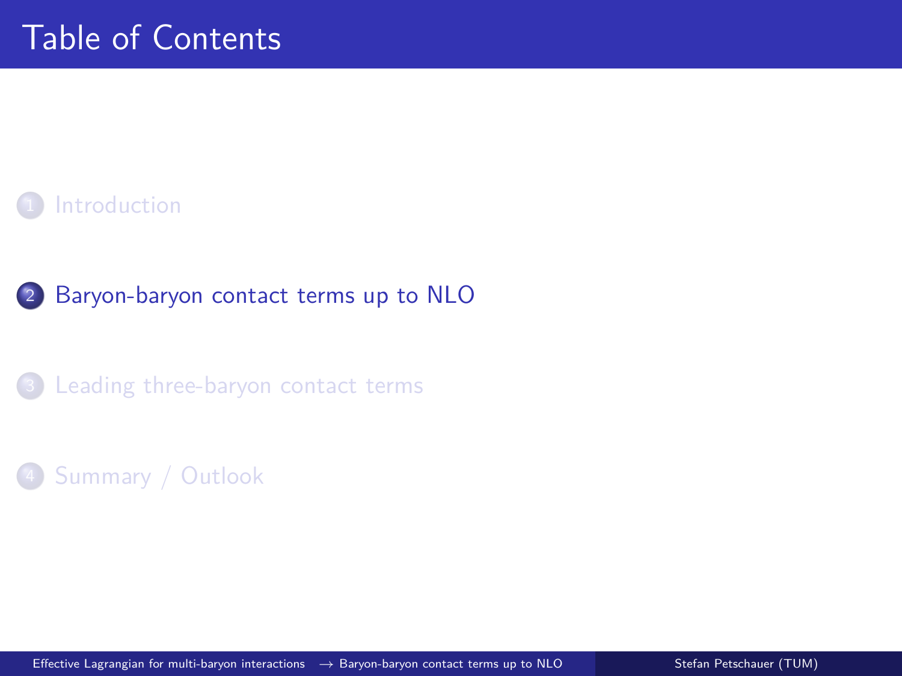# Table of Contents

1. Introduction
2. Baryon-baryon contact terms up to NLO
3. Leading three-baryon contact terms
4. Summary / Outlook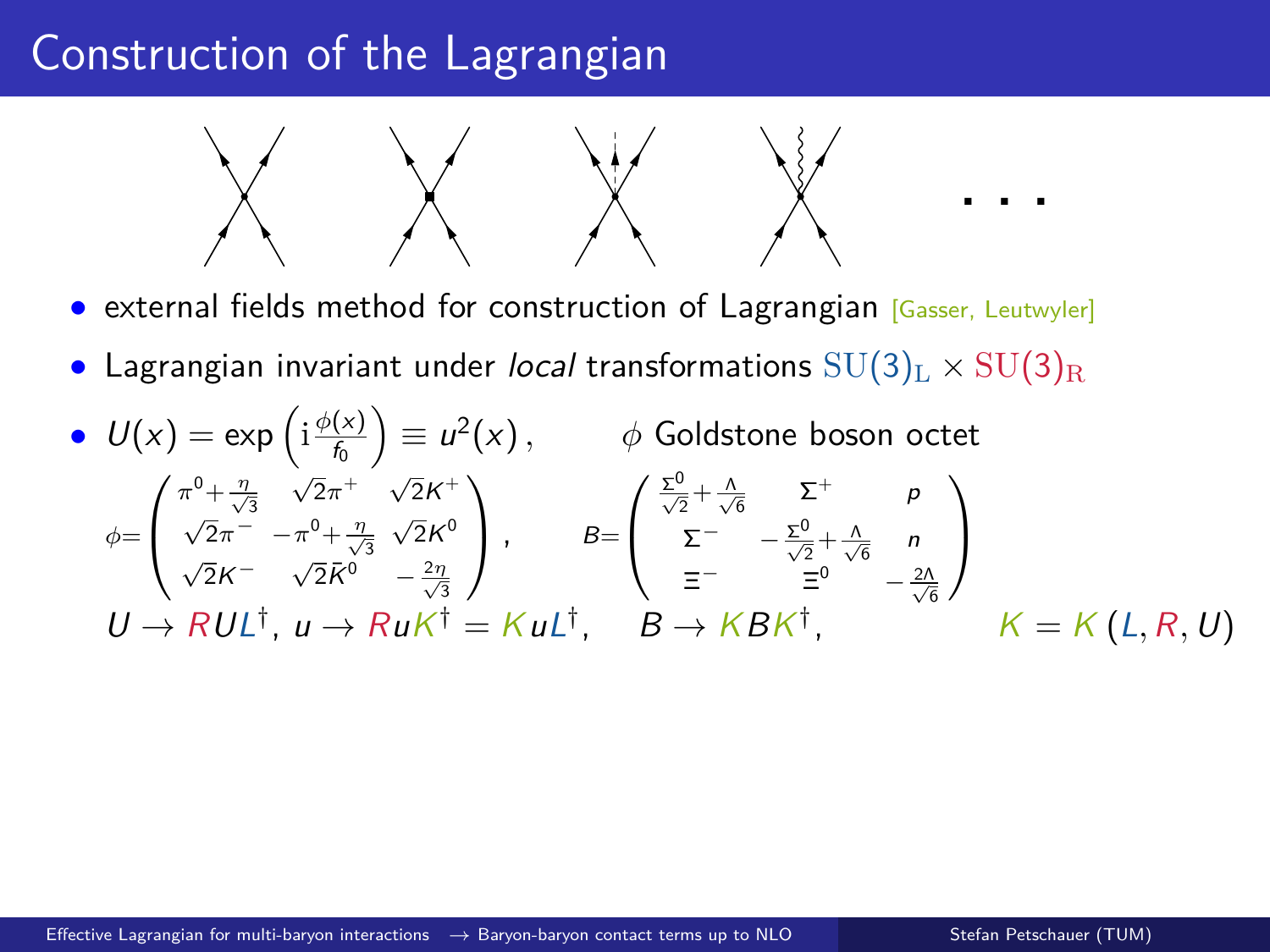# Construction of the Lagrangian

- external fields method for construction of Lagrangian [Gasser, Leutwyler]
- Lagrangian invariant under *local* transformations $\mathrm{SU(3)_L} \times \mathrm{SU(3)_R}$
- $U(x) = \exp\left(\mathrm{i}\frac{\phi(x)}{f_0}\right) \equiv u^2(x)\,,$ $\quad\phi$ Goldstone boson octet

$$\phi=\begin{pmatrix} \pi^0+\frac{\eta}{\sqrt{3}} & \sqrt{2}\pi^+ & \sqrt{2}K^+ \\ \sqrt{2}\pi^- & -\pi^0+\frac{\eta}{\sqrt{3}} & \sqrt{2}K^0 \\ \sqrt{2}K^- & \sqrt{2}\bar{K}^0 & -\frac{2\eta}{\sqrt{3}} \end{pmatrix}, \qquad B=\begin{pmatrix} \frac{\Sigma^0}{\sqrt{2}}+\frac{\Lambda}{\sqrt{6}} & \Sigma^+ & p \\ \Sigma^- & -\frac{\Sigma^0}{\sqrt{2}}+\frac{\Lambda}{\sqrt{6}} & n \\ \Xi^- & \Xi^0 & -\frac{2\Lambda}{\sqrt{6}} \end{pmatrix}$$

$$U \to RUL^\dagger,\; u \to RuK^\dagger = KuL^\dagger, \qquad B \to KBK^\dagger, \qquad K = K\left(L, R, U\right)$$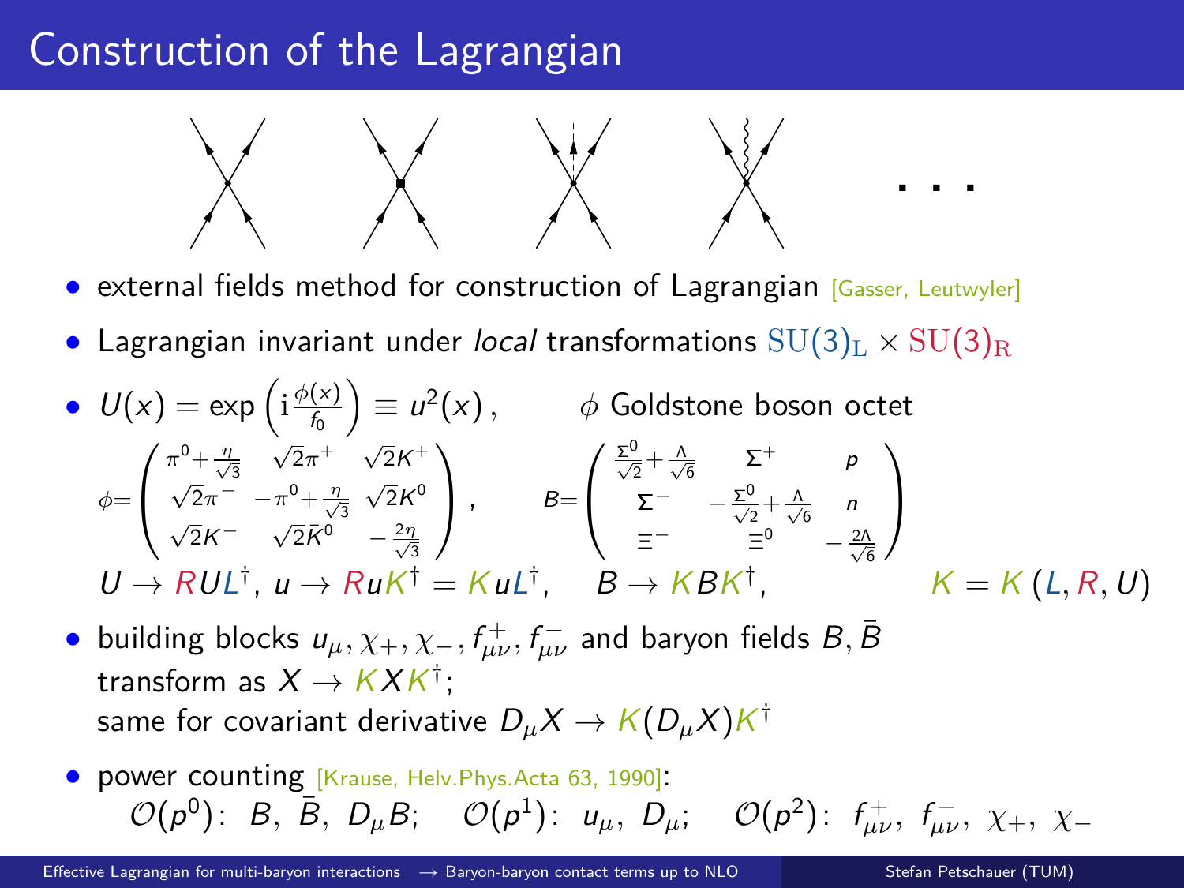# Construction of the Lagrangian

- external fields method for construction of Lagrangian [Gasser, Leutwyler]
- Lagrangian invariant under *local* transformations $\mathrm{SU(3)_L} \times \mathrm{SU(3)_R}$
- $U(x) = \exp\left(\mathrm{i}\frac{\phi(x)}{f_0}\right) \equiv u^2(x)\,,$ $\quad\phi$ Goldstone boson octet

$$\phi=\begin{pmatrix} \pi^0+\frac{\eta}{\sqrt{3}} & \sqrt{2}\pi^+ & \sqrt{2}K^+ \\ \sqrt{2}\pi^- & -\pi^0+\frac{\eta}{\sqrt{3}} & \sqrt{2}K^0 \\ \sqrt{2}K^- & \sqrt{2}\bar{K}^0 & -\frac{2\eta}{\sqrt{3}} \end{pmatrix}, \qquad B=\begin{pmatrix} \frac{\Sigma^0}{\sqrt{2}}+\frac{\Lambda}{\sqrt{6}} & \Sigma^+ & p \\ \Sigma^- & -\frac{\Sigma^0}{\sqrt{2}}+\frac{\Lambda}{\sqrt{6}} & n \\ \Xi^- & \Xi^0 & -\frac{2\Lambda}{\sqrt{6}} \end{pmatrix}$$

$U \to RUL^\dagger,\ u \to RuK^\dagger = KuL^\dagger, \quad B \to KBK^\dagger, \qquad K = K(L, R, U)$

- building blocks $u_\mu, \chi_+, \chi_-, f^+_{\mu\nu}, f^-_{\mu\nu}$ and baryon fields $B, \bar{B}$ transform as $X \to KXK^\dagger$;
  same for covariant derivative $D_\mu X \to K(D_\mu X)K^\dagger$
- power counting [Krause, Helv.Phys.Acta 63, 1990]:
  $\mathcal{O}(p^0)$: $B,\ \bar{B},\ D_\mu B$; $\quad \mathcal{O}(p^1)$: $u_\mu,\ D_\mu$; $\quad \mathcal{O}(p^2)$: $f^+_{\mu\nu},\ f^-_{\mu\nu},\ \chi_+,\ \chi_-$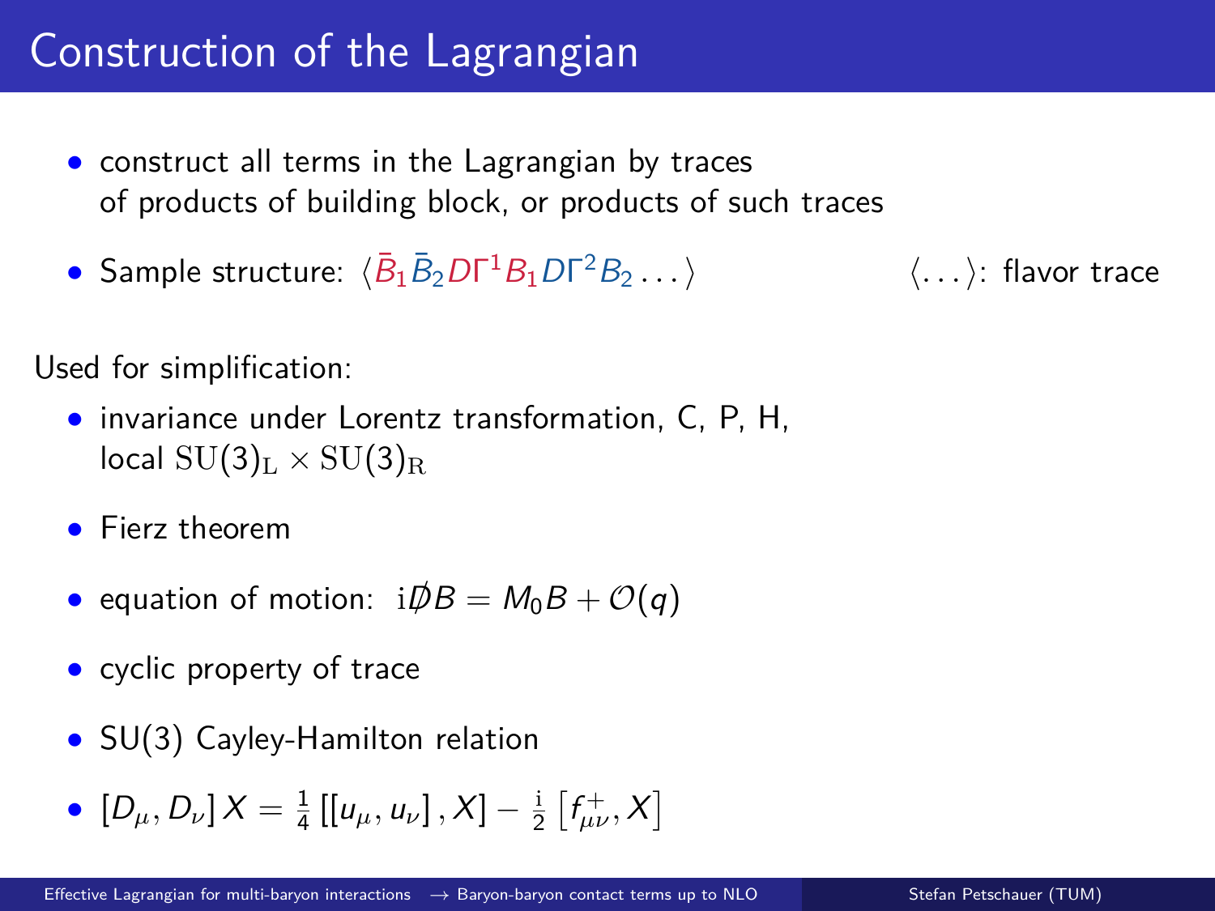# Construction of the Lagrangian

- construct all terms in the Lagrangian by traces of products of building block, or products of such traces
- Sample structure: $\langle \bar{B}_1 \bar{B}_2 D\Gamma^1 B_1 D\Gamma^2 B_2 \ldots \rangle$ $\qquad$ $\langle \ldots \rangle$: flavor trace

Used for simplification:

- invariance under Lorentz transformation, C, P, H, local $\mathrm{SU}(3)_{\mathrm{L}} \times \mathrm{SU}(3)_{\mathrm{R}}$
- Fierz theorem
- equation of motion: $\mathrm{i}\not{D}B = M_0 B + \mathcal{O}(q)$
- cyclic property of trace
- SU(3) Cayley-Hamilton relation
- $[D_\mu, D_\nu] X = \frac{1}{4} \left[ [u_\mu, u_\nu], X \right] - \frac{\mathrm{i}}{2} \left[ f^+_{\mu\nu}, X \right]$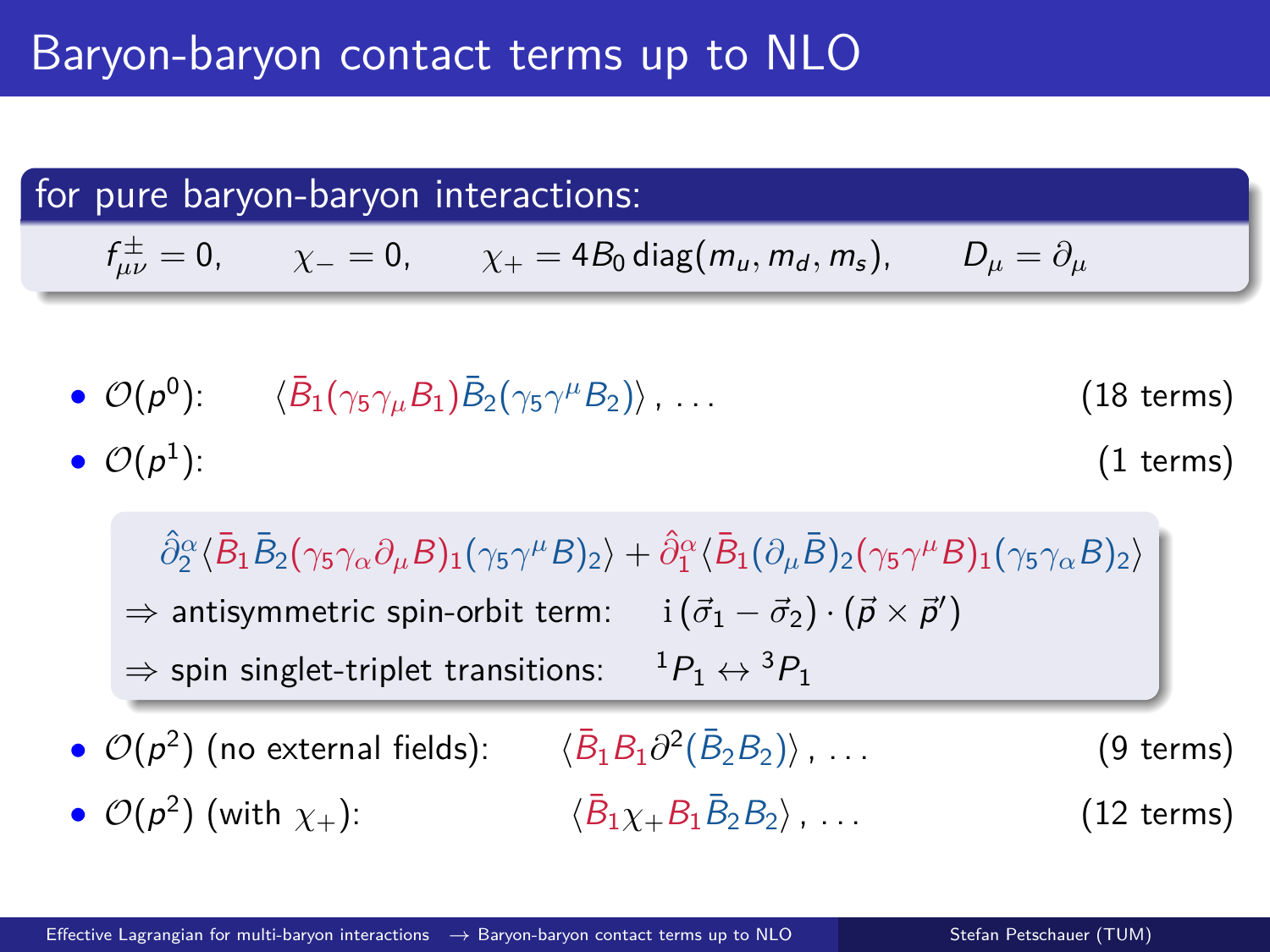# Baryon-baryon contact terms up to NLO

## for pure baryon-baryon interactions:

$$f^{\pm}_{\mu\nu} = 0, \qquad \chi_- = 0, \qquad \chi_+ = 4B_0\,\mathrm{diag}(m_u, m_d, m_s), \qquad D_\mu = \partial_\mu$$

- $\mathcal{O}(p^0)$: $\langle \bar{B}_1(\gamma_5\gamma_\mu B_1)\bar{B}_2(\gamma_5\gamma^\mu B_2)\rangle\,, \ldots$ (18 terms)
- $\mathcal{O}(p^1)$: (1 terms)

$$\hat{\partial}_2^\alpha \langle \bar{B}_1\bar{B}_2(\gamma_5\gamma_\alpha\partial_\mu B)_1(\gamma_5\gamma^\mu B)_2\rangle + \hat{\partial}_1^\alpha \langle \bar{B}_1(\partial_\mu \bar{B})_2(\gamma_5\gamma^\mu B)_1(\gamma_5\gamma_\alpha B)_2\rangle$$

$\Rightarrow$ antisymmetric spin-orbit term: $\mathrm{i}\,(\vec{\sigma}_1 - \vec{\sigma}_2)\cdot(\vec{p}\times\vec{p}\,')$

$\Rightarrow$ spin singlet-triplet transitions: ${}^1P_1 \leftrightarrow {}^3P_1$

- $\mathcal{O}(p^2)$ (no external fields): $\langle \bar{B}_1 B_1 \partial^2(\bar{B}_2 B_2)\rangle\,, \ldots$ (9 terms)
- $\mathcal{O}(p^2)$ (with $\chi_+$): $\langle \bar{B}_1 \chi_+ B_1 \bar{B}_2 B_2\rangle\,, \ldots$ (12 terms)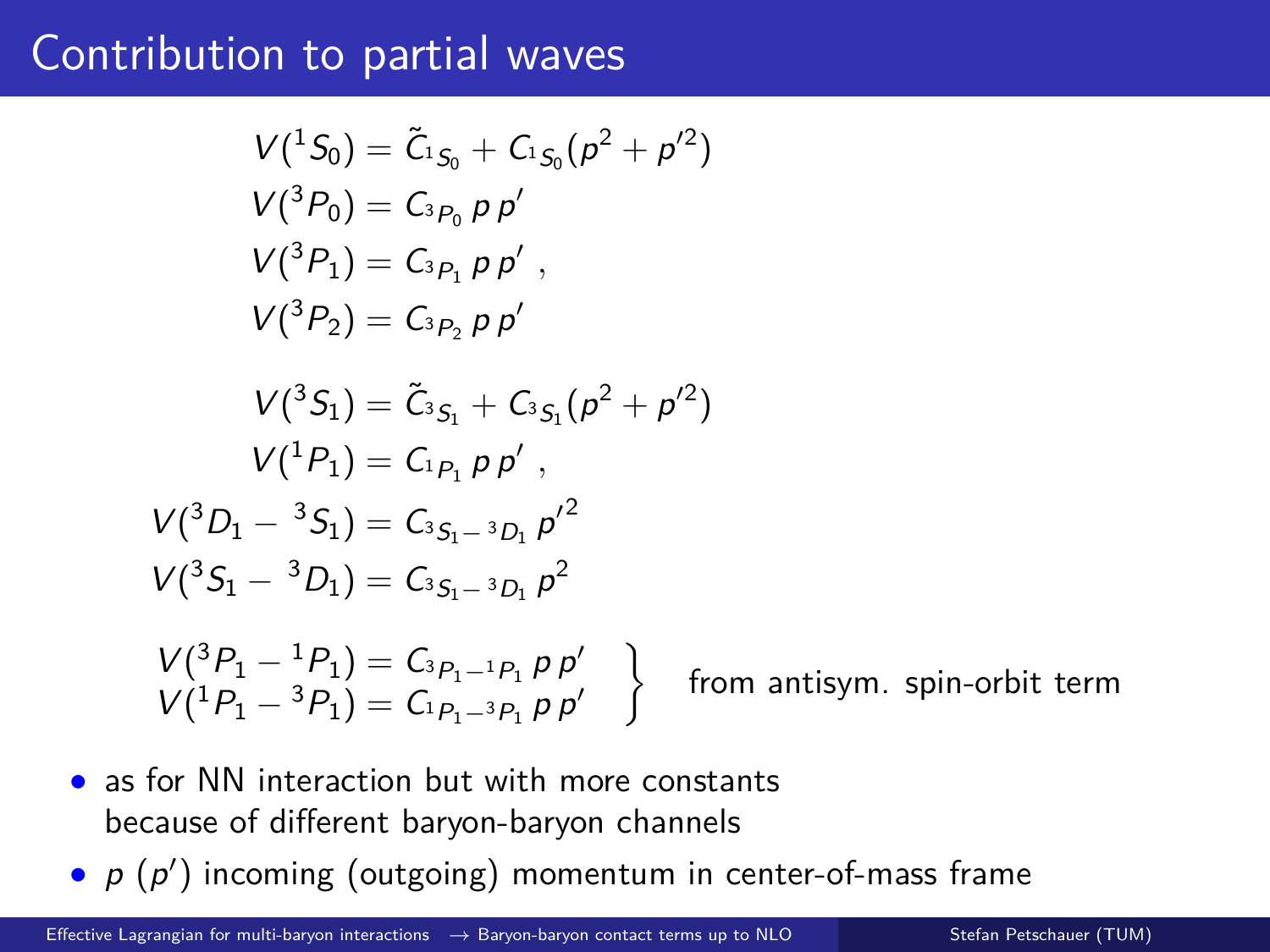# Contribution to partial waves

$$V(^1S_0) = \tilde{C}_{^1S_0} + C_{^1S_0}(p^2 + p'^2)$$
$$V(^3P_0) = C_{^3P_0}\, p\, p'$$
$$V(^3P_1) = C_{^3P_1}\, p\, p' \;,$$
$$V(^3P_2) = C_{^3P_2}\, p\, p'$$

$$V(^3S_1) = \tilde{C}_{^3S_1} + C_{^3S_1}(p^2 + p'^2)$$
$$V(^1P_1) = C_{^1P_1}\, p\, p' \;,$$
$$V(^3D_1 - {}^3S_1) = C_{^3S_1 - {}^3D_1}\, {p'}^2$$
$$V(^3S_1 - {}^3D_1) = C_{^3S_1 - {}^3D_1}\, p^2$$

$$\left.\begin{array}{l} V(^3P_1 - {}^1P_1) = C_{^3P_1 - {}^1P_1}\, p\, p' \\ V(^1P_1 - {}^3P_1) = C_{^1P_1 - {}^3P_1}\, p\, p' \end{array}\right\} \quad \text{from antisym. spin-orbit term}$$

- as for NN interaction but with more constants because of different baryon-baryon channels
- $p$ ($p'$) incoming (outgoing) momentum in center-of-mass frame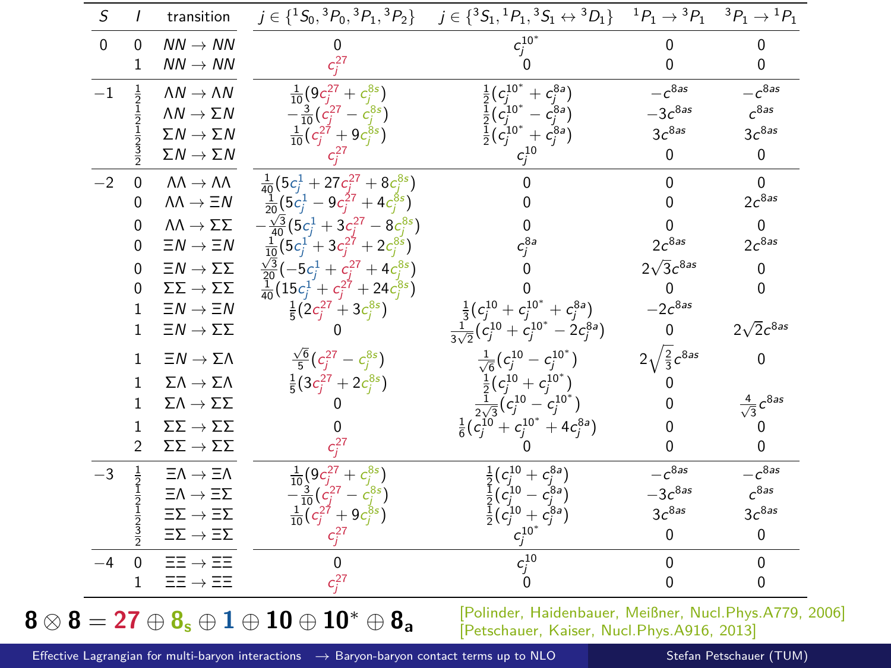| $S$ | $I$ | transition | $j \in \{{}^1S_0, {}^3P_0, {}^3P_1, {}^3P_2\}$ | $j \in \{{}^3S_1, {}^1P_1, {}^3S_1 \leftrightarrow {}^3D_1\}$ | ${}^1P_1 \to {}^3P_1$ | ${}^3P_1 \to {}^1P_1$ |
|---|---|---|---|---|---|---|
| 0 | 0 | $NN \to NN$ | 0 | $c_j^{10^*}$ | 0 | 0 |
| | 1 | $NN \to NN$ | $c_j^{27}$ | 0 | 0 | 0 |
| −1 | $\frac{1}{2}$ | $\Lambda N \to \Lambda N$ | $\frac{1}{10}(9c_j^{27} + c_j^{8s})$ | $\frac{1}{2}(c_j^{10^*} + c_j^{8a})$ | $-c^{8as}$ | $-c^{8as}$ |
| | $\frac{1}{2}$ | $\Lambda N \to \Sigma N$ | $-\frac{3}{10}(c_j^{27} - c_j^{8s})$ | $\frac{1}{2}(c_j^{10^*} - c_j^{8a})$ | $-3c^{8as}$ | $c^{8as}$ |
| | $\frac{1}{2}$ | $\Sigma N \to \Sigma N$ | $\frac{1}{10}(c_j^{27} + 9c_j^{8s})$ | $\frac{1}{2}(c_j^{10^*} + c_j^{8a})$ | $3c^{8as}$ | $3c^{8as}$ |
| | $\frac{3}{2}$ | $\Sigma N \to \Sigma N$ | $c_j^{27}$ | $c_j^{10}$ | 0 | 0 |
| −2 | 0 | $\Lambda\Lambda \to \Lambda\Lambda$ | $\frac{1}{40}(5c_j^{1} + 27c_j^{27} + 8c_j^{8s})$ | 0 | 0 | 0 |
| | 0 | $\Lambda\Lambda \to \Xi N$ | $\frac{1}{20}(5c_j^{1} - 9c_j^{27} + 4c_j^{8s})$ | 0 | 0 | $2c^{8as}$ |
| | 0 | $\Lambda\Lambda \to \Sigma\Sigma$ | $-\frac{\sqrt{3}}{40}(5c_j^{1} + 3c_j^{27} - 8c_j^{8s})$ | 0 | 0 | 0 |
| | 0 | $\Xi N \to \Xi N$ | $\frac{1}{10}(5c_j^{1} + 3c_j^{27} + 2c_j^{8s})$ | $c_j^{8a}$ | $2c^{8as}$ | $2c^{8as}$ |
| | 0 | $\Xi N \to \Sigma\Sigma$ | $\frac{\sqrt{3}}{20}(-5c_j^{1} + c_j^{27} + 4c_j^{8s})$ | 0 | $2\sqrt{3}c^{8as}$ | 0 |
| | 0 | $\Sigma\Sigma \to \Sigma\Sigma$ | $\frac{1}{40}(15c_j^{1} + c_j^{27} + 24c_j^{8s})$ | 0 | 0 | 0 |
| | 1 | $\Xi N \to \Xi N$ | $\frac{1}{5}(2c_j^{27} + 3c_j^{8s})$ | $\frac{1}{3}(c_j^{10} + c_j^{10^*} + c_j^{8a})$ | $-2c^{8as}$ | |
| | 1 | $\Xi N \to \Sigma\Sigma$ | 0 | $\frac{1}{3\sqrt{2}}(c_j^{10} + c_j^{10^*} - 2c_j^{8a})$ | 0 | $2\sqrt{2}c^{8as}$ |
| | 1 | $\Xi N \to \Sigma\Lambda$ | $\frac{\sqrt{6}}{5}(c_j^{27} - c_j^{8s})$ | $\frac{1}{\sqrt{6}}(c_j^{10} - c_j^{10^*})$ | $2\sqrt{\frac{2}{3}}c^{8as}$ | 0 |
| | 1 | $\Sigma\Lambda \to \Sigma\Lambda$ | $\frac{1}{5}(3c_j^{27} + 2c_j^{8s})$ | $\frac{1}{2}(c_j^{10} + c_j^{10^*})$ | 0 | |
| | 1 | $\Sigma\Lambda \to \Sigma\Sigma$ | 0 | $\frac{1}{2\sqrt{3}}(c_j^{10} - c_j^{10^*})$ | 0 | $\frac{4}{\sqrt{3}}c^{8as}$ |
| | 1 | $\Sigma\Sigma \to \Sigma\Sigma$ | 0 | $\frac{1}{6}(c_j^{10} + c_j^{10^*} + 4c_j^{8a})$ | 0 | 0 |
| | 2 | $\Sigma\Sigma \to \Sigma\Sigma$ | $c_j^{27}$ | 0 | 0 | 0 |
| −3 | $\frac{1}{2}$ | $\Xi\Lambda \to \Xi\Lambda$ | $\frac{1}{10}(9c_j^{27} + c_j^{8s})$ | $\frac{1}{2}(c_j^{10} + c_j^{8a})$ | $-c^{8as}$ | $-c^{8as}$ |
| | $\frac{1}{2}$ | $\Xi\Lambda \to \Xi\Sigma$ | $-\frac{3}{10}(c_j^{27} - c_j^{8s})$ | $\frac{1}{2}(c_j^{10} - c_j^{8a})$ | $-3c^{8as}$ | $c^{8as}$ |
| | $\frac{1}{2}$ | $\Xi\Sigma \to \Xi\Sigma$ | $\frac{1}{10}(c_j^{27} + 9c_j^{8s})$ | $\frac{1}{2}(c_j^{10} + c_j^{8a})$ | $3c^{8as}$ | $3c^{8as}$ |
| | $\frac{3}{2}$ | $\Xi\Sigma \to \Xi\Sigma$ | $c_j^{27}$ | $c_j^{10^*}$ | 0 | 0 |
| −4 | 0 | $\Xi\Xi \to \Xi\Xi$ | 0 | $c_j^{10}$ | 0 | 0 |
| | 1 | $\Xi\Xi \to \Xi\Xi$ | $c_j^{27}$ | 0 | 0 | 0 |

$$\mathbf{8} \otimes \mathbf{8} = \mathbf{27} \oplus \mathbf{8_s} \oplus \mathbf{1} \oplus \mathbf{10} \oplus \mathbf{10}^* \oplus \mathbf{8_a}$$

[Polinder, Haidenbauer, Meißner, Nucl.Phys.A779, 2006]
[Petschauer, Kaiser, Nucl.Phys.A916, 2013]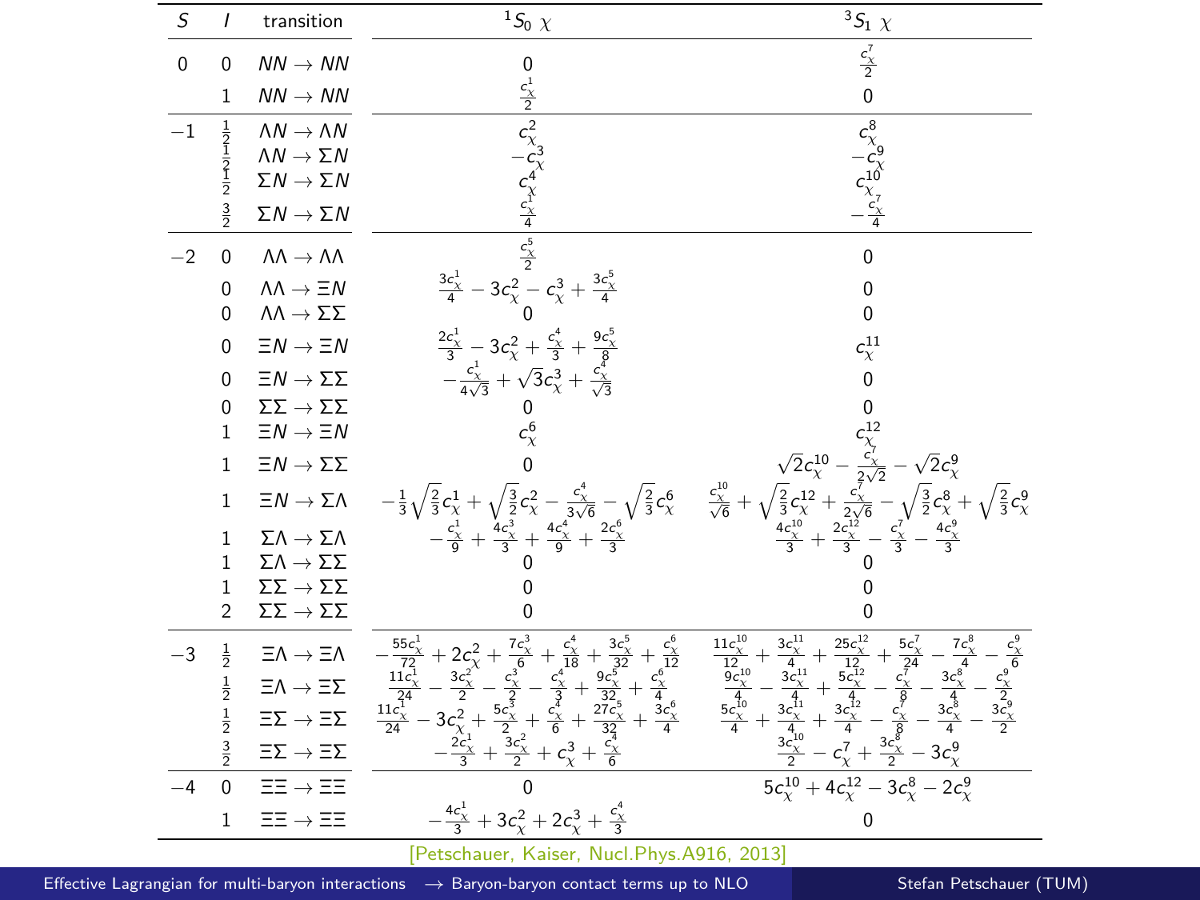| $S$ | $I$ | transition | ${}^1S_0\ \chi$ | ${}^3S_1\ \chi$ |
|---|---|---|---|---|
| 0 | 0 | $NN \to NN$ | $0$ | $\frac{c_\chi^7}{2}$ |
| | 1 | $NN \to NN$ | $\frac{c_\chi^1}{2}$ | $0$ |
| $-1$ | $\frac{1}{2}$ | $\Lambda N \to \Lambda N$ | $c_\chi^2$ | $c_\chi^8$ |
| | $\frac{1}{2}$ | $\Lambda N \to \Sigma N$ | $-c_\chi^3$ | $-c_\chi^9$ |
| | $\frac{1}{2}$ | $\Sigma N \to \Sigma N$ | $c_\chi^4$ | $c_\chi^{10}$ |
| | $\frac{3}{2}$ | $\Sigma N \to \Sigma N$ | $\frac{c_\chi^1}{4}$ | $-\frac{c_\chi^7}{4}$ |
| $-2$ | 0 | $\Lambda\Lambda \to \Lambda\Lambda$ | $\frac{c_\chi^5}{2}$ | $0$ |
| | 0 | $\Lambda\Lambda \to \Xi N$ | $\frac{3c_\chi^1}{4} - 3c_\chi^2 - c_\chi^3 + \frac{3c_\chi^5}{4}$ | $0$ |
| | 0 | $\Lambda\Lambda \to \Sigma\Sigma$ | $0$ | $0$ |
| | 0 | $\Xi N \to \Xi N$ | $\frac{2c_\chi^1}{3} - 3c_\chi^2 + \frac{c_\chi^4}{3} + \frac{9c_\chi^5}{8}$ | $c_\chi^{11}$ |
| | 0 | $\Xi N \to \Sigma\Sigma$ | $-\frac{c_\chi^1}{4\sqrt{3}} + \sqrt{3}c_\chi^3 + \frac{c_\chi^4}{\sqrt{3}}$ | $0$ |
| | 0 | $\Sigma\Sigma \to \Sigma\Sigma$ | $0$ | $0$ |
| | 1 | $\Xi N \to \Xi N$ | $c_\chi^6$ | $c_\chi^{12}$ |
| | 1 | $\Xi N \to \Sigma\Sigma$ | $0$ | $\sqrt{2}c_\chi^{10} - \frac{c_\chi^7}{2\sqrt{2}} - \sqrt{2}c_\chi^9$ |
| | 1 | $\Xi N \to \Sigma\Lambda$ | $-\frac{1}{3}\sqrt{\frac{2}{3}}c_\chi^1 + \sqrt{\frac{3}{2}}c_\chi^2 - \frac{c_\chi^4}{3\sqrt{6}} - \sqrt{\frac{2}{3}}c_\chi^6$ | $\frac{c_\chi^{10}}{\sqrt{6}} + \sqrt{\frac{2}{3}}c_\chi^{12} + \frac{c_\chi^7}{2\sqrt{6}} - \sqrt{\frac{3}{2}}c_\chi^8 + \sqrt{\frac{2}{3}}c_\chi^9$ |
| | 1 | $\Sigma\Lambda \to \Sigma\Lambda$ | $-\frac{c_\chi^1}{9} + \frac{4c_\chi^3}{3} + \frac{4c_\chi^4}{9} + \frac{2c_\chi^6}{3}$ | $\frac{4c_\chi^{10}}{3} + \frac{2c_\chi^{12}}{3} - \frac{c_\chi^7}{3} - \frac{4c_\chi^9}{3}$ |
| | 1 | $\Sigma\Lambda \to \Sigma\Sigma$ | $0$ | $0$ |
| | 1 | $\Sigma\Sigma \to \Sigma\Sigma$ | $0$ | $0$ |
| | 2 | $\Sigma\Sigma \to \Sigma\Sigma$ | $0$ | $0$ |
| $-3$ | $\frac{1}{2}$ | $\Xi\Lambda \to \Xi\Lambda$ | $-\frac{55c_\chi^1}{72} + 2c_\chi^2 + \frac{7c_\chi^3}{6} + \frac{c_\chi^4}{18} + \frac{3c_\chi^5}{32} + \frac{c_\chi^6}{12}$ | $\frac{11c_\chi^{10}}{12} + \frac{3c_\chi^{11}}{4} + \frac{25c_\chi^{12}}{12} + \frac{5c_\chi^7}{24} - \frac{7c_\chi^8}{4} - \frac{c_\chi^9}{6}$ |
| | $\frac{1}{2}$ | $\Xi\Lambda \to \Xi\Sigma$ | $\frac{11c_\chi^1}{24} - \frac{3c_\chi^2}{2} - \frac{c_\chi^3}{2} - \frac{c_\chi^4}{3} + \frac{9c_\chi^5}{32} + \frac{c_\chi^6}{4}$ | $\frac{9c_\chi^{10}}{4} - \frac{3c_\chi^{11}}{4} + \frac{5c_\chi^{12}}{4} - \frac{c_\chi^7}{8} - \frac{3c_\chi^8}{4} - \frac{c_\chi^9}{2}$ |
| | $\frac{1}{2}$ | $\Xi\Sigma \to \Xi\Sigma$ | $\frac{11c_\chi^1}{24} - 3c_\chi^2 + \frac{5c_\chi^3}{2} + \frac{c_\chi^4}{6} + \frac{27c_\chi^5}{32} + \frac{3c_\chi^6}{4}$ | $\frac{5c_\chi^{10}}{4} + \frac{3c_\chi^{11}}{4} + \frac{3c_\chi^{12}}{4} - \frac{c_\chi^7}{8} - \frac{3c_\chi^8}{4} - \frac{3c_\chi^9}{2}$ |
| | $\frac{3}{2}$ | $\Xi\Sigma \to \Xi\Sigma$ | $-\frac{2c_\chi^1}{3} + \frac{3c_\chi^2}{2} + c_\chi^3 + \frac{c_\chi^4}{6}$ | $\frac{3c_\chi^{10}}{2} - c_\chi^7 + \frac{3c_\chi^8}{2} - 3c_\chi^9$ |
| $-4$ | 0 | $\Xi\Xi \to \Xi\Xi$ | $0$ | $5c_\chi^{10} + 4c_\chi^{12} - 3c_\chi^8 - 2c_\chi^9$ |
| | 1 | $\Xi\Xi \to \Xi\Xi$ | $-\frac{4c_\chi^1}{3} + 3c_\chi^2 + 2c_\chi^3 + \frac{c_\chi^4}{3}$ | $0$ |

[Petschauer, Kaiser, Nucl.Phys.A916, 2013]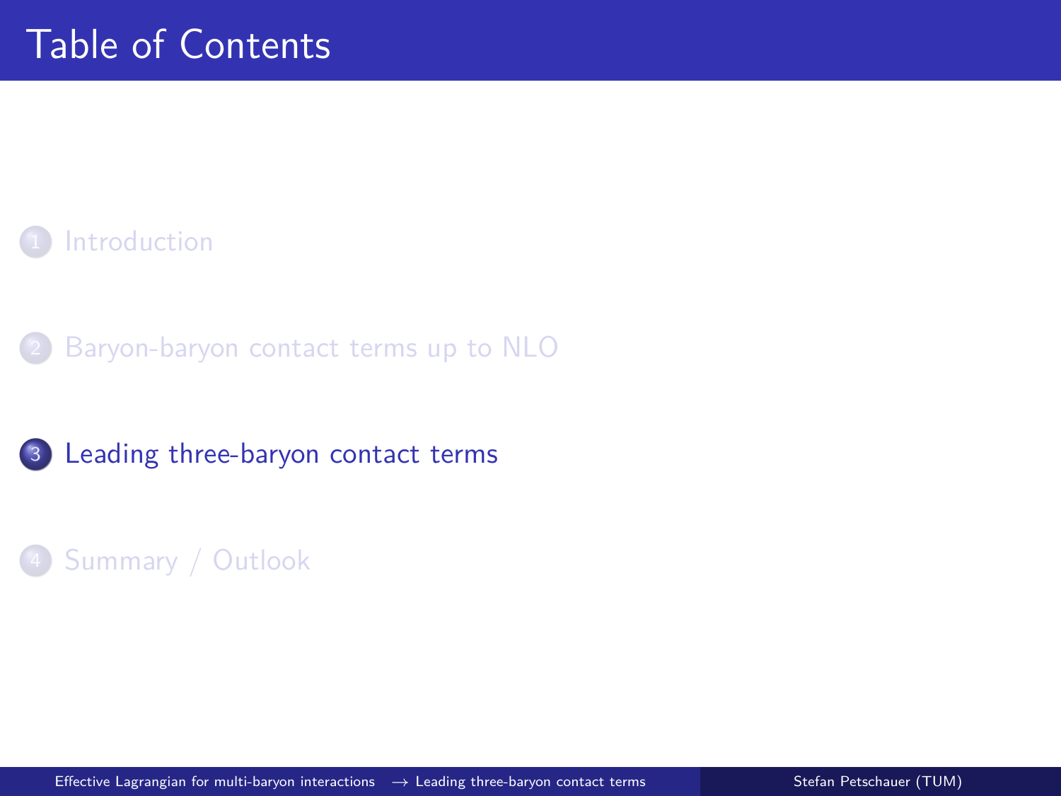# Table of Contents

1. Introduction
2. Baryon-baryon contact terms up to NLO
3. **Leading three-baryon contact terms**
4. Summary / Outlook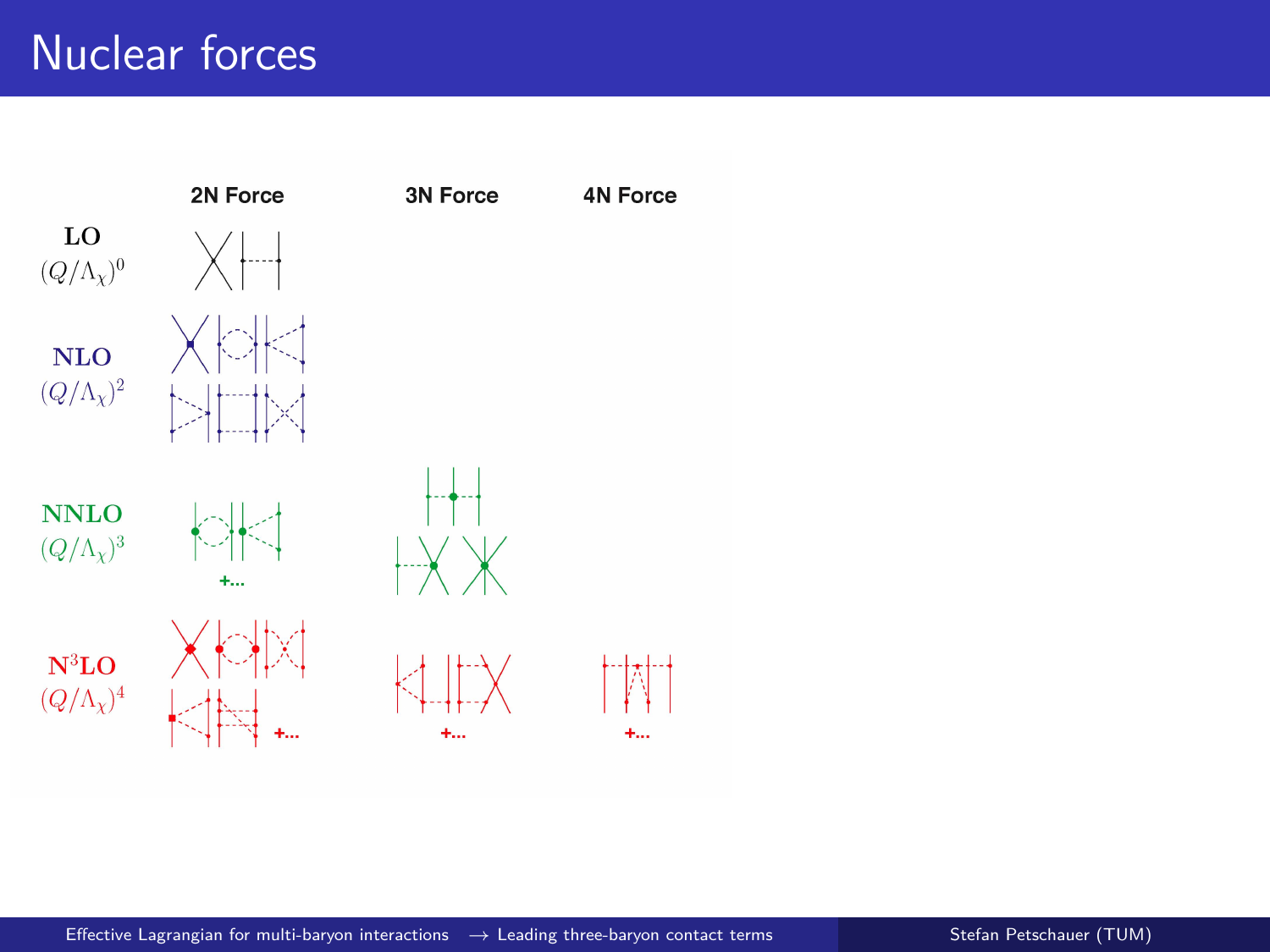# Nuclear forces

| | 2N Force | 3N Force | 4N Force |
|---|---|---|---|
| **LO** $(Q/\Lambda_\chi)^0$ | | | |
| **NLO** $(Q/\Lambda_\chi)^2$ | | | |
| **NNLO** $(Q/\Lambda_\chi)^3$ | +... | | |
| **N$^3$LO** $(Q/\Lambda_\chi)^4$ | +... | +... | +... |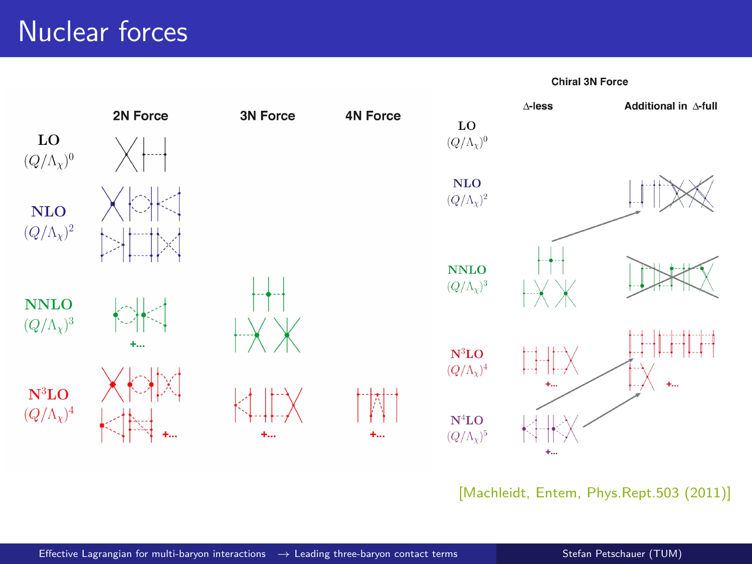# Nuclear forces

| | 2N Force | 3N Force | 4N Force |
|---|---|---|---|
| **LO** $(Q/\Lambda_\chi)^0$ | | | |
| **NLO** $(Q/\Lambda_\chi)^2$ | | | |
| **NNLO** $(Q/\Lambda_\chi)^3$ | +... | | |
| **N$^3$LO** $(Q/\Lambda_\chi)^4$ | +... | +... | +... |

**Chiral 3N Force**

| | $\Delta$-less | Additional in $\Delta$-full |
|---|---|---|
| **LO** $(Q/\Lambda_\chi)^0$ | | |
| **NLO** $(Q/\Lambda_\chi)^2$ | | |
| **NNLO** $(Q/\Lambda_\chi)^3$ | | |
| **N$^3$LO** $(Q/\Lambda_\chi)^4$ | +... | +... |
| **N$^4$LO** $(Q/\Lambda_\chi)^5$ | +... | |

[Machleidt, Entem, Phys.Rept.503 (2011)]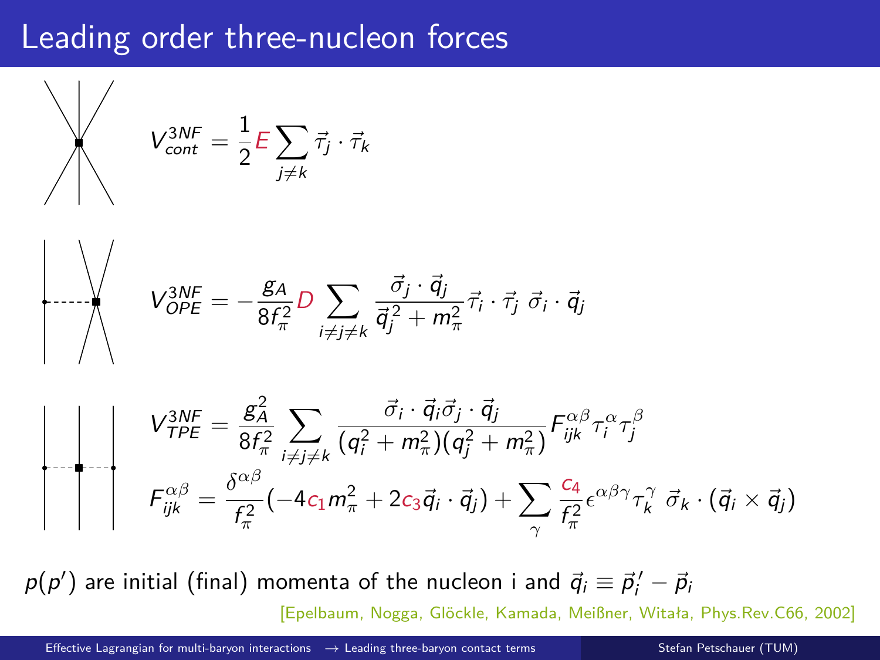# Leading order three-nucleon forces

$$V^{3NF}_{cont} = \frac{1}{2} E \sum_{j \neq k} \vec{\tau}_j \cdot \vec{\tau}_k$$

$$V^{3NF}_{OPE} = -\frac{g_A}{8 f_\pi^2} D \sum_{i \neq j \neq k} \frac{\vec{\sigma}_j \cdot \vec{q}_j}{\vec{q}_j^{\,2} + m_\pi^2} \vec{\tau}_i \cdot \vec{\tau}_j \; \vec{\sigma}_i \cdot \vec{q}_j$$

$$V^{3NF}_{TPE} = \frac{g_A^2}{8 f_\pi^2} \sum_{i \neq j \neq k} \frac{\vec{\sigma}_i \cdot \vec{q}_i \vec{\sigma}_j \cdot \vec{q}_j}{(q_i^2 + m_\pi^2)(q_j^2 + m_\pi^2)} F^{\alpha\beta}_{ijk} \tau^\alpha_i \tau^\beta_j$$

$$F^{\alpha\beta}_{ijk} = \frac{\delta^{\alpha\beta}}{f_\pi^2}(-4 c_1 m_\pi^2 + 2 c_3 \vec{q}_i \cdot \vec{q}_j) + \sum_\gamma \frac{c_4}{f_\pi^2} \epsilon^{\alpha\beta\gamma} \tau^\gamma_k \; \vec{\sigma}_k \cdot (\vec{q}_i \times \vec{q}_j)$$

$p(p')$ are initial (final) momenta of the nucleon i and $\vec{q}_i \equiv \vec{p}_i^{\,\prime} - \vec{p}_i$

[Epelbaum, Nogga, Glöckle, Kamada, Meißner, Witała, Phys.Rev.C66, 2002]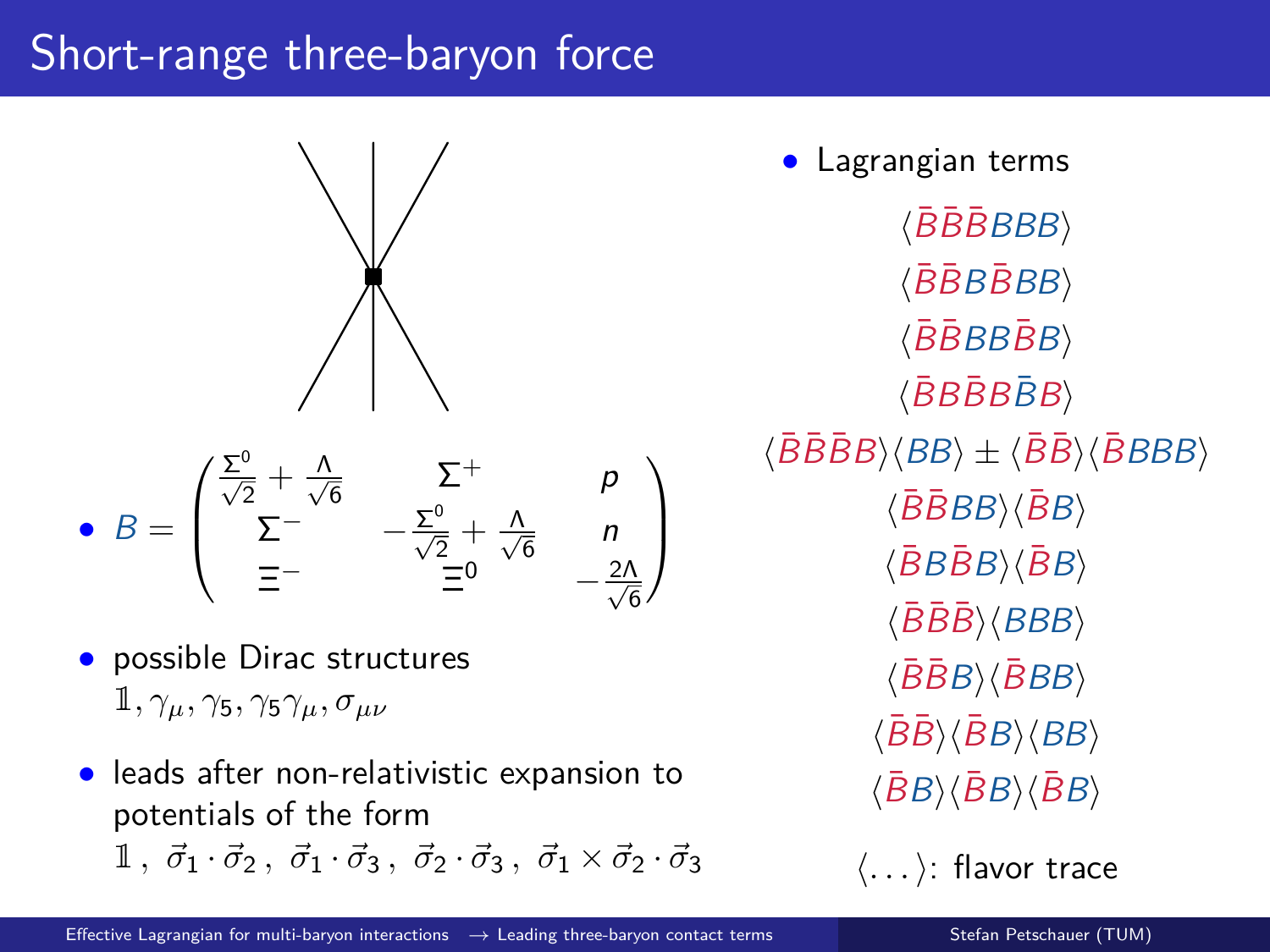# Short-range three-baryon force

- $B = \begin{pmatrix} \frac{\Sigma^0}{\sqrt{2}} + \frac{\Lambda}{\sqrt{6}} & \Sigma^+ & p \\ \Sigma^- & -\frac{\Sigma^0}{\sqrt{2}} + \frac{\Lambda}{\sqrt{6}} & n \\ \Xi^- & \Xi^0 & -\frac{2\Lambda}{\sqrt{6}} \end{pmatrix}$
- possible Dirac structures
  $\mathbb{1}, \gamma_\mu, \gamma_5, \gamma_5\gamma_\mu, \sigma_{\mu\nu}$
- leads after non-relativistic expansion to potentials of the form
  $\mathbb{1}\,,\ \vec{\sigma}_1\cdot\vec{\sigma}_2\,,\ \vec{\sigma}_1\cdot\vec{\sigma}_3\,,\ \vec{\sigma}_2\cdot\vec{\sigma}_3\,,\ \vec{\sigma}_1\times\vec{\sigma}_2\cdot\vec{\sigma}_3$

- Lagrangian terms

$$\langle \bar{B}\bar{B}\bar{B}BBB\rangle$$
$$\langle \bar{B}\bar{B}B\bar{B}BB\rangle$$
$$\langle \bar{B}\bar{B}BB\bar{B}B\rangle$$
$$\langle \bar{B}B\bar{B}B\bar{B}B\rangle$$
$$\langle \bar{B}\bar{B}\bar{B}B\rangle\langle BB\rangle \pm \langle \bar{B}\bar{B}\rangle\langle \bar{B}BBB\rangle$$
$$\langle \bar{B}\bar{B}BB\rangle\langle \bar{B}B\rangle$$
$$\langle \bar{B}B\bar{B}B\rangle\langle \bar{B}B\rangle$$
$$\langle \bar{B}\bar{B}\bar{B}\rangle\langle BBB\rangle$$
$$\langle \bar{B}\bar{B}B\rangle\langle \bar{B}BB\rangle$$
$$\langle \bar{B}\bar{B}\rangle\langle \bar{B}B\rangle\langle BB\rangle$$
$$\langle \bar{B}B\rangle\langle \bar{B}B\rangle\langle \bar{B}B\rangle$$

$\langle \ldots \rangle$: flavor trace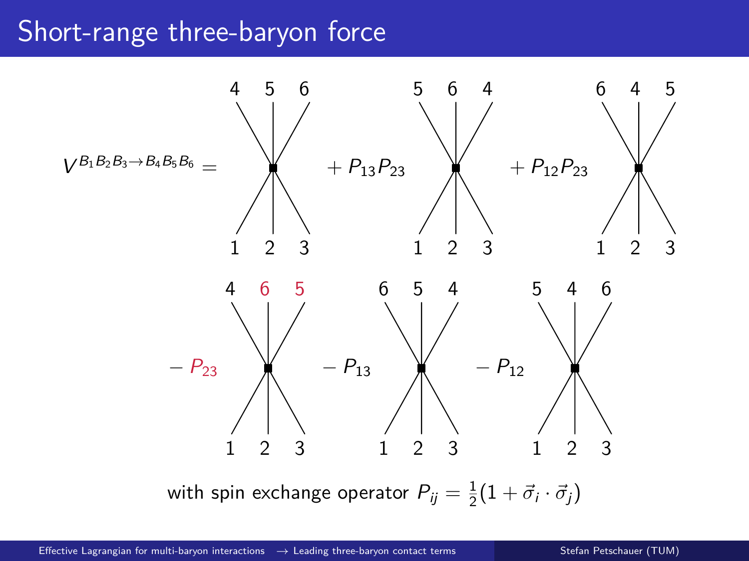# Short-range three-baryon force

$V^{B_1 B_2 B_3 \to B_4 B_5 B_6} =$ [diagram: 1 2 3 → 4 5 6] $+ P_{13}P_{23}$ [diagram: 1 2 3 → 5 6 4] $+ P_{12}P_{23}$ [diagram: 1 2 3 → 6 4 5]

$- P_{23}$ [diagram: 1 2 3 → 4 6 5] $- P_{13}$ [diagram: 1 2 3 → 6 5 4] $- P_{12}$ [diagram: 1 2 3 → 5 4 6]

with spin exchange operator $P_{ij} = \frac{1}{2}(1 + \vec{\sigma}_i \cdot \vec{\sigma}_j)$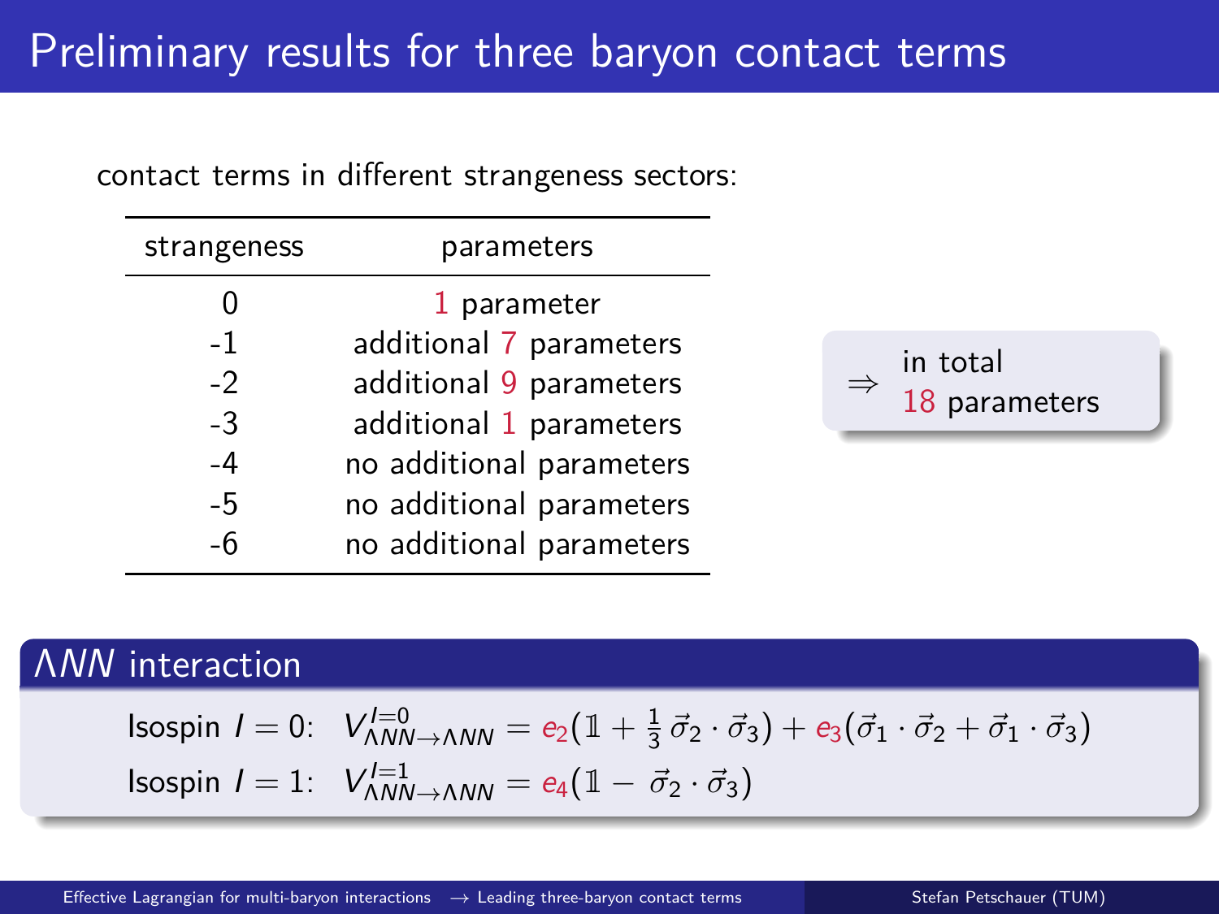# Preliminary results for three baryon contact terms

contact terms in different strangeness sectors:

| strangeness | parameters |
|---|---|
| 0 | 1 parameter |
| -1 | additional 7 parameters |
| -2 | additional 9 parameters |
| -3 | additional 1 parameters |
| -4 | no additional parameters |
| -5 | no additional parameters |
| -6 | no additional parameters |

$\Rightarrow$ in total 18 parameters

## $\Lambda NN$ interaction

Isospin $I = 0$: $V^{I=0}_{\Lambda NN \to \Lambda NN} = e_2(\mathbb{1} + \frac{1}{3}\,\vec{\sigma}_2 \cdot \vec{\sigma}_3) + e_3(\vec{\sigma}_1 \cdot \vec{\sigma}_2 + \vec{\sigma}_1 \cdot \vec{\sigma}_3)$

Isospin $I = 1$: $V^{I=1}_{\Lambda NN \to \Lambda NN} = e_4(\mathbb{1} - \vec{\sigma}_2 \cdot \vec{\sigma}_3)$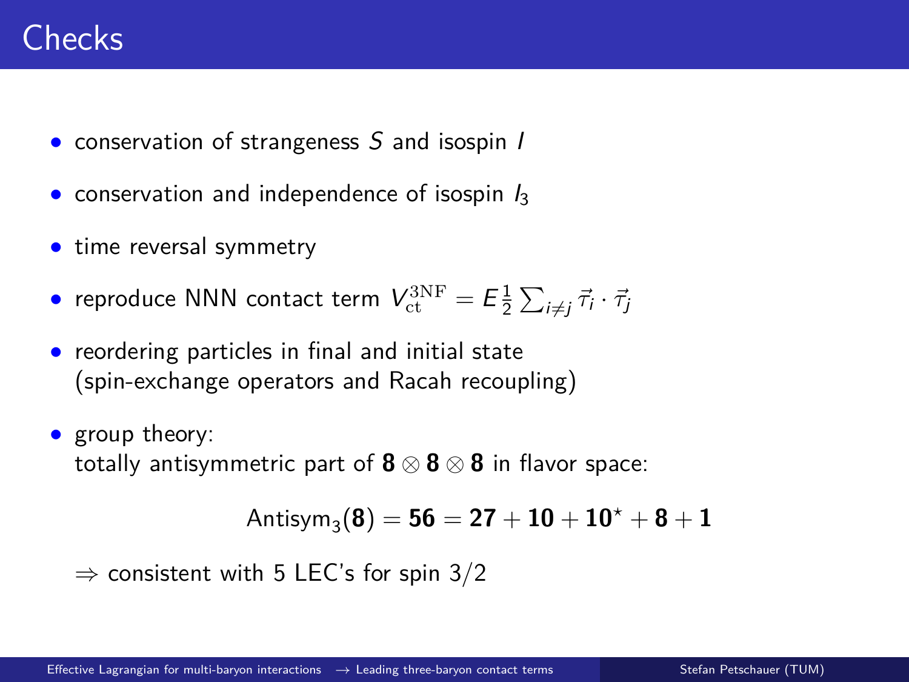# Checks

- conservation of strangeness $S$ and isospin $I$
- conservation and independence of isospin $I_3$
- time reversal symmetry
- reproduce NNN contact term $V_{\mathrm{ct}}^{\mathrm{3NF}} = E \frac{1}{2} \sum_{i \neq j} \vec{\tau}_i \cdot \vec{\tau}_j$
- reordering particles in final and initial state (spin-exchange operators and Racah recoupling)
- group theory:
  totally antisymmetric part of $\mathbf{8} \otimes \mathbf{8} \otimes \mathbf{8}$ in flavor space:

$$\mathrm{Antisym}_3(\mathbf{8}) = \mathbf{56} = \mathbf{27} + \mathbf{10} + \mathbf{10}^\star + \mathbf{8} + \mathbf{1}$$

  $\Rightarrow$ consistent with 5 LEC's for spin 3/2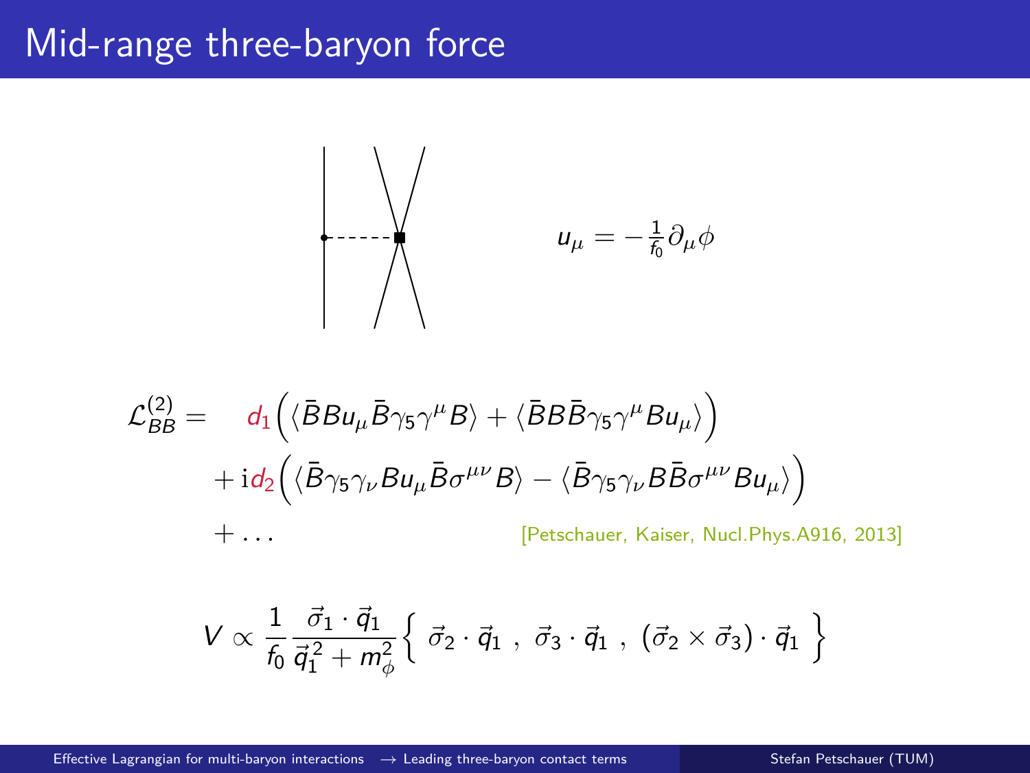# Mid-range three-baryon force

$$u_\mu = -\tfrac{1}{f_0}\partial_\mu \phi$$

$$\begin{aligned}
\mathcal{L}_{BB}^{(2)} = \quad & d_1 \Big( \langle \bar{B} B u_\mu \bar{B} \gamma_5 \gamma^\mu B \rangle + \langle \bar{B} B \bar{B} \gamma_5 \gamma^\mu B u_\mu \rangle \Big) \\
& + \mathrm{i} d_2 \Big( \langle \bar{B} \gamma_5 \gamma_\nu B u_\mu \bar{B} \sigma^{\mu\nu} B \rangle - \langle \bar{B} \gamma_5 \gamma_\nu B \bar{B} \sigma^{\mu\nu} B u_\mu \rangle \Big) \\
& + \dots
\end{aligned}$$

[Petschauer, Kaiser, Nucl.Phys.A916, 2013]

$$V \propto \frac{1}{f_0} \frac{\vec{\sigma}_1 \cdot \vec{q}_1}{\vec{q}_1^{\,2} + m_\phi^2} \Big\{ \, \vec{\sigma}_2 \cdot \vec{q}_1 \; , \; \vec{\sigma}_3 \cdot \vec{q}_1 \; , \; (\vec{\sigma}_2 \times \vec{\sigma}_3) \cdot \vec{q}_1 \, \Big\}$$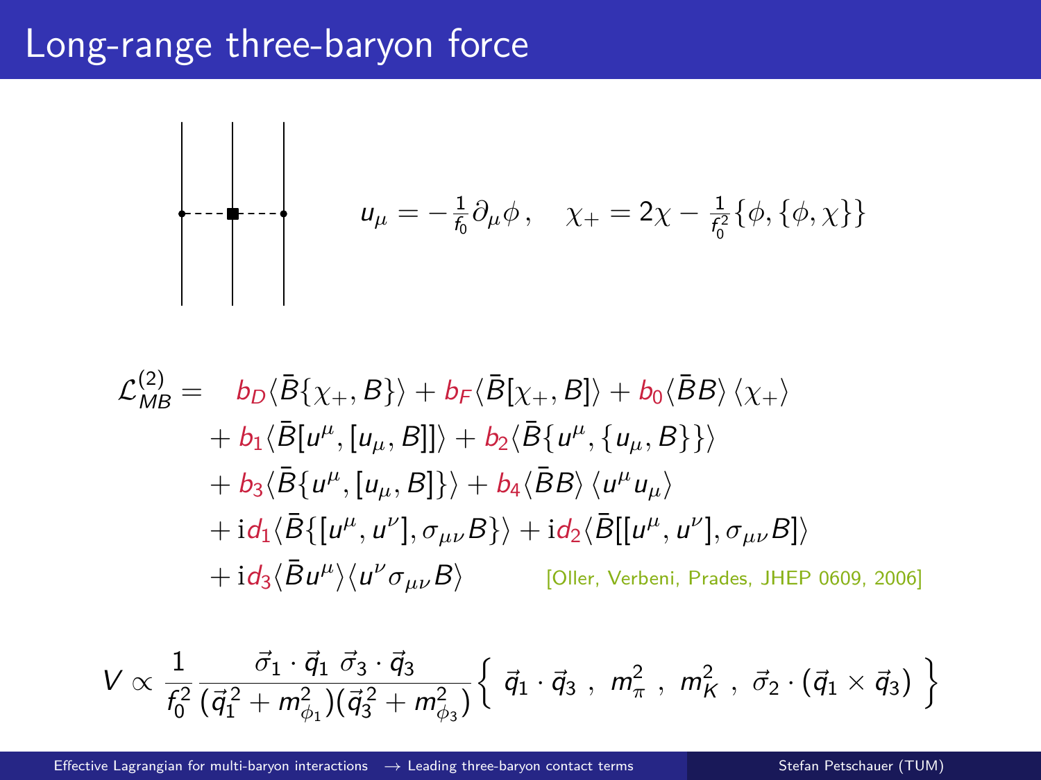# Long-range three-baryon force

$$u_\mu = -\tfrac{1}{f_0}\partial_\mu \phi\,, \quad \chi_+ = 2\chi - \tfrac{1}{f_0^2}\{\phi,\{\phi,\chi\}\}$$

$$\begin{aligned}
\mathcal{L}_{MB}^{(2)} = \quad & b_D\langle \bar{B}\{\chi_+, B\}\rangle + b_F\langle \bar{B}[\chi_+, B]\rangle + b_0\langle \bar{B}B\rangle\,\langle \chi_+\rangle \\
& + b_1\langle \bar{B}[u^\mu,[u_\mu, B]]\rangle + b_2\langle \bar{B}\{u^\mu,\{u_\mu, B\}\}\rangle \\
& + b_3\langle \bar{B}\{u^\mu,[u_\mu, B]\}\rangle + b_4\langle \bar{B}B\rangle\,\langle u^\mu u_\mu\rangle \\
& + \mathrm{i}d_1\langle \bar{B}\{[u^\mu, u^\nu],\sigma_{\mu\nu}B\}\rangle + \mathrm{i}d_2\langle \bar{B}[[u^\mu, u^\nu],\sigma_{\mu\nu}B]\rangle \\
& + \mathrm{i}d_3\langle \bar{B}u^\mu\rangle\langle u^\nu \sigma_{\mu\nu}B\rangle
\end{aligned}$$

[Oller, Verbeni, Prades, JHEP 0609, 2006]

$$V \propto \frac{1}{f_0^2}\frac{\vec{\sigma}_1\cdot\vec{q}_1\;\vec{\sigma}_3\cdot\vec{q}_3}{(\vec{q}_1^{\,2}+m_{\phi_1}^2)(\vec{q}_3^{\,2}+m_{\phi_3}^2)}\left\{\;\vec{q}_1\cdot\vec{q}_3\;,\;m_\pi^2\;,\;m_K^2\;,\;\vec{\sigma}_2\cdot(\vec{q}_1\times\vec{q}_3)\;\right\}$$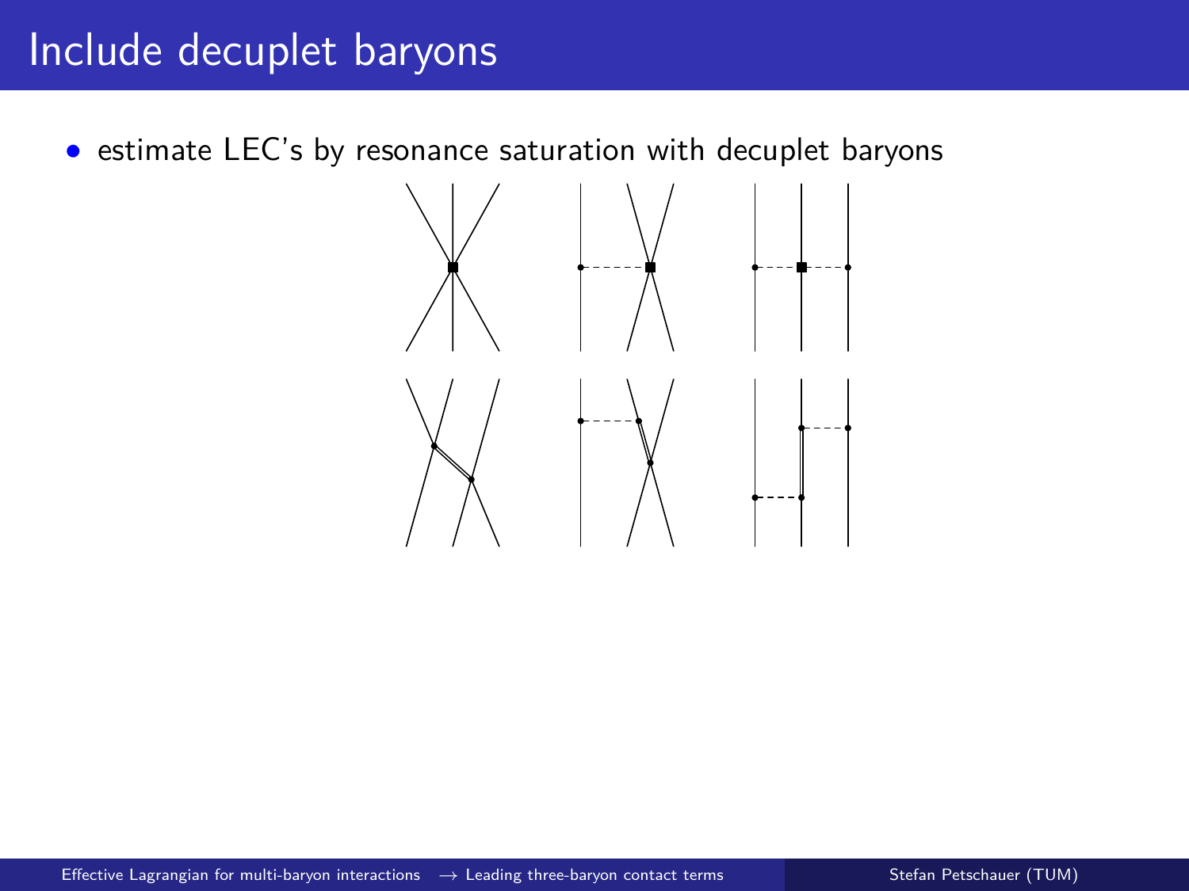# Include decuplet baryons

- estimate LEC's by resonance saturation with decuplet baryons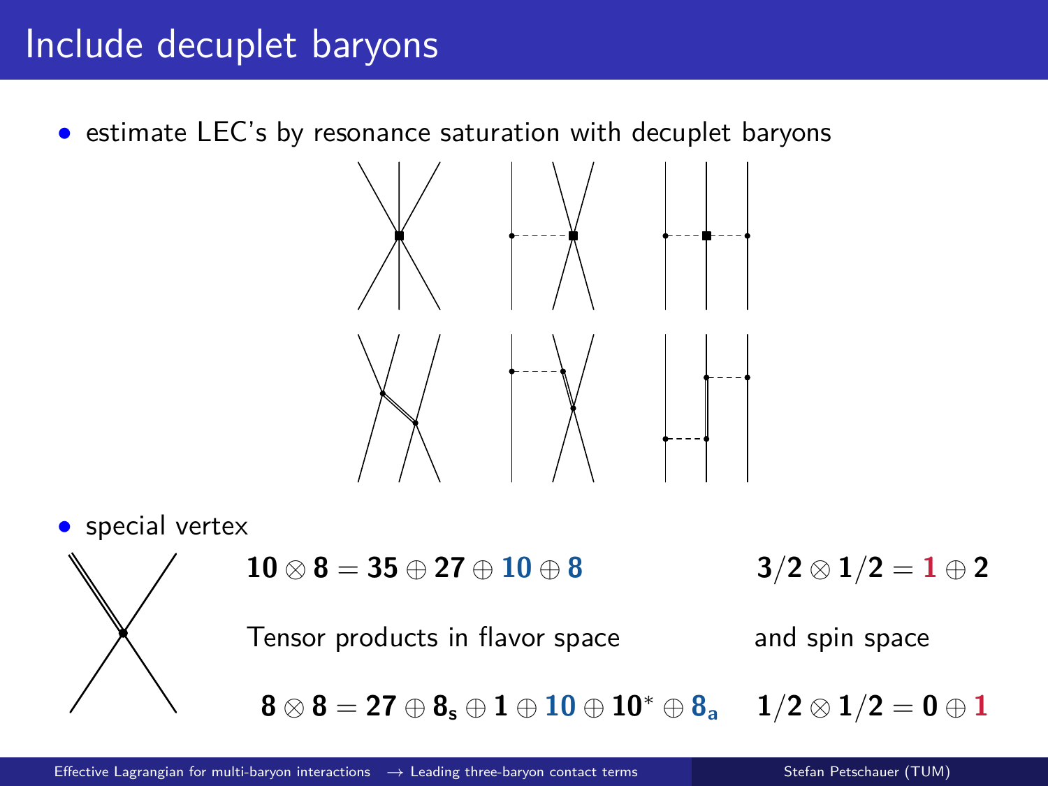# Include decuplet baryons

- estimate LEC's by resonance saturation with decuplet baryons

- special vertex

$$\mathbf{10} \otimes \mathbf{8} = \mathbf{35} \oplus \mathbf{27} \oplus \mathbf{10} \oplus \mathbf{8} \qquad \mathbf{3/2} \otimes \mathbf{1/2} = \mathbf{1} \oplus \mathbf{2}$$

Tensor products in flavor space and spin space

$$\mathbf{8} \otimes \mathbf{8} = \mathbf{27} \oplus \mathbf{8_s} \oplus \mathbf{1} \oplus \mathbf{10} \oplus \mathbf{10}^* \oplus \mathbf{8_a} \qquad \mathbf{1/2} \otimes \mathbf{1/2} = \mathbf{0} \oplus \mathbf{1}$$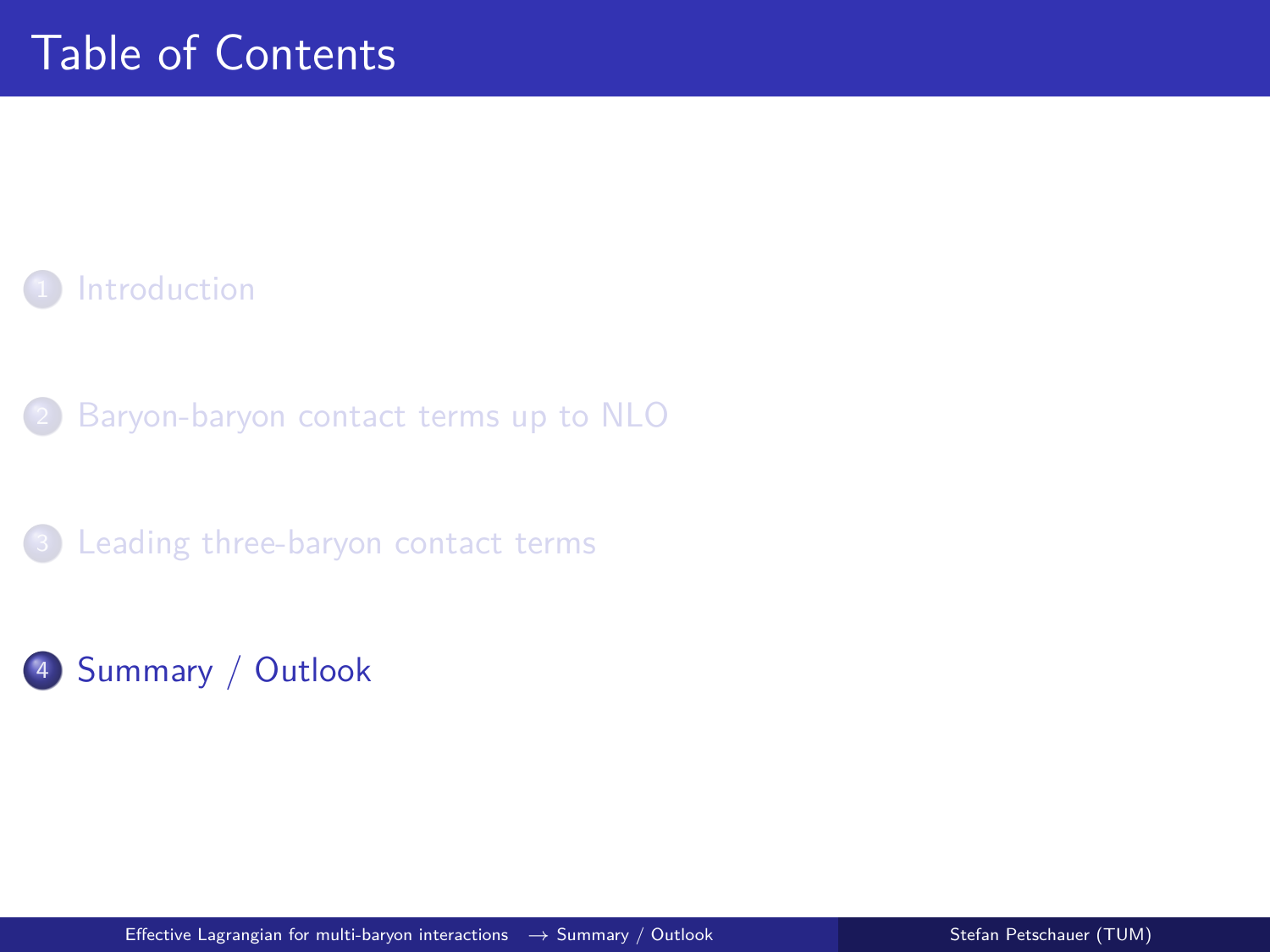# Table of Contents

1. Introduction
2. Baryon-baryon contact terms up to NLO
3. Leading three-baryon contact terms
4. Summary / Outlook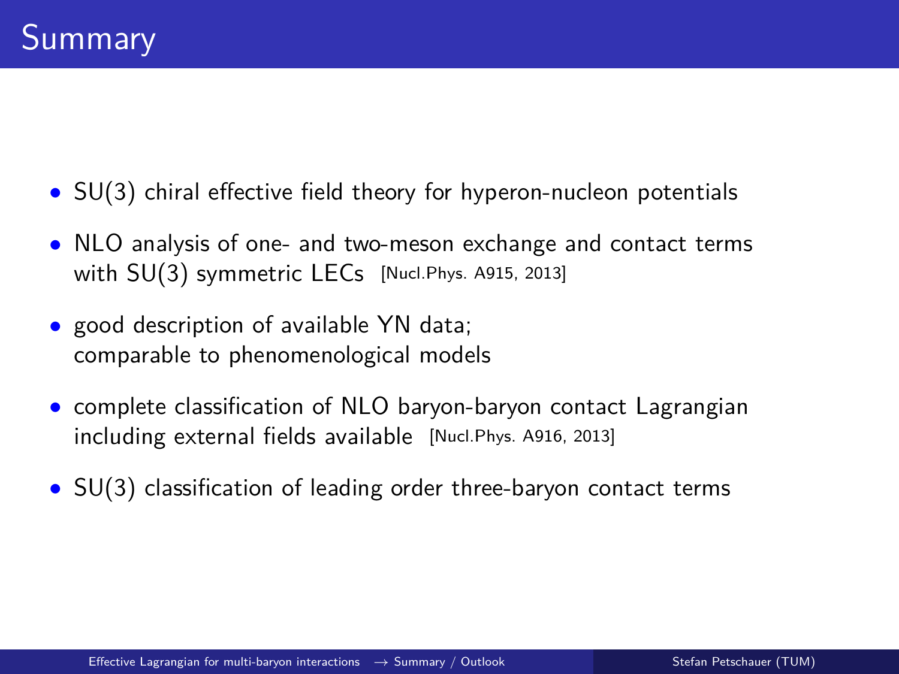# Summary

- SU(3) chiral effective field theory for hyperon-nucleon potentials
- NLO analysis of one- and two-meson exchange and contact terms with SU(3) symmetric LECs [Nucl.Phys. A915, 2013]
- good description of available YN data; comparable to phenomenological models
- complete classification of NLO baryon-baryon contact Lagrangian including external fields available [Nucl.Phys. A916, 2013]
- SU(3) classification of leading order three-baryon contact terms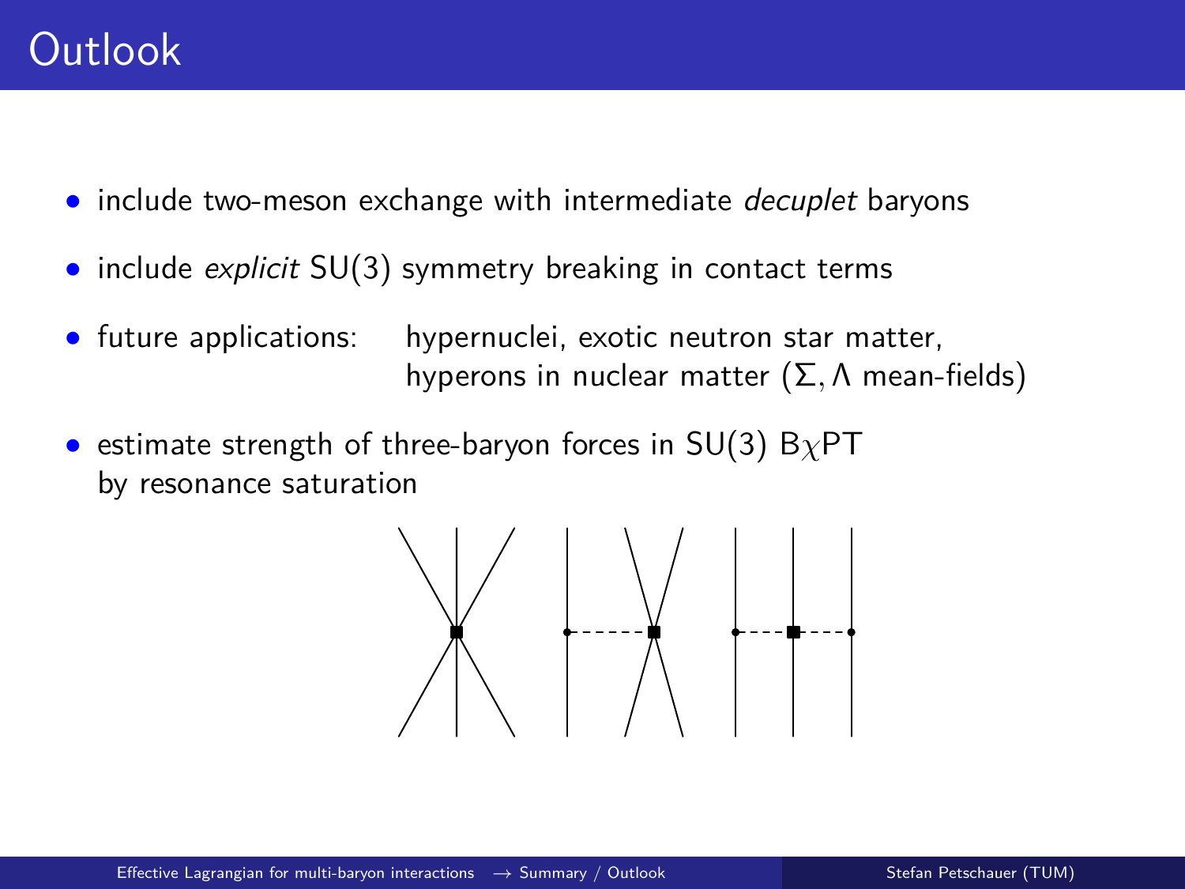# Outlook

- include two-meson exchange with intermediate *decuplet* baryons
- include *explicit* SU(3) symmetry breaking in contact terms
- future applications: hypernuclei, exotic neutron star matter, hyperons in nuclear matter ($\Sigma, \Lambda$ mean-fields)
- estimate strength of three-baryon forces in SU(3) B$\chi$PT by resonance saturation